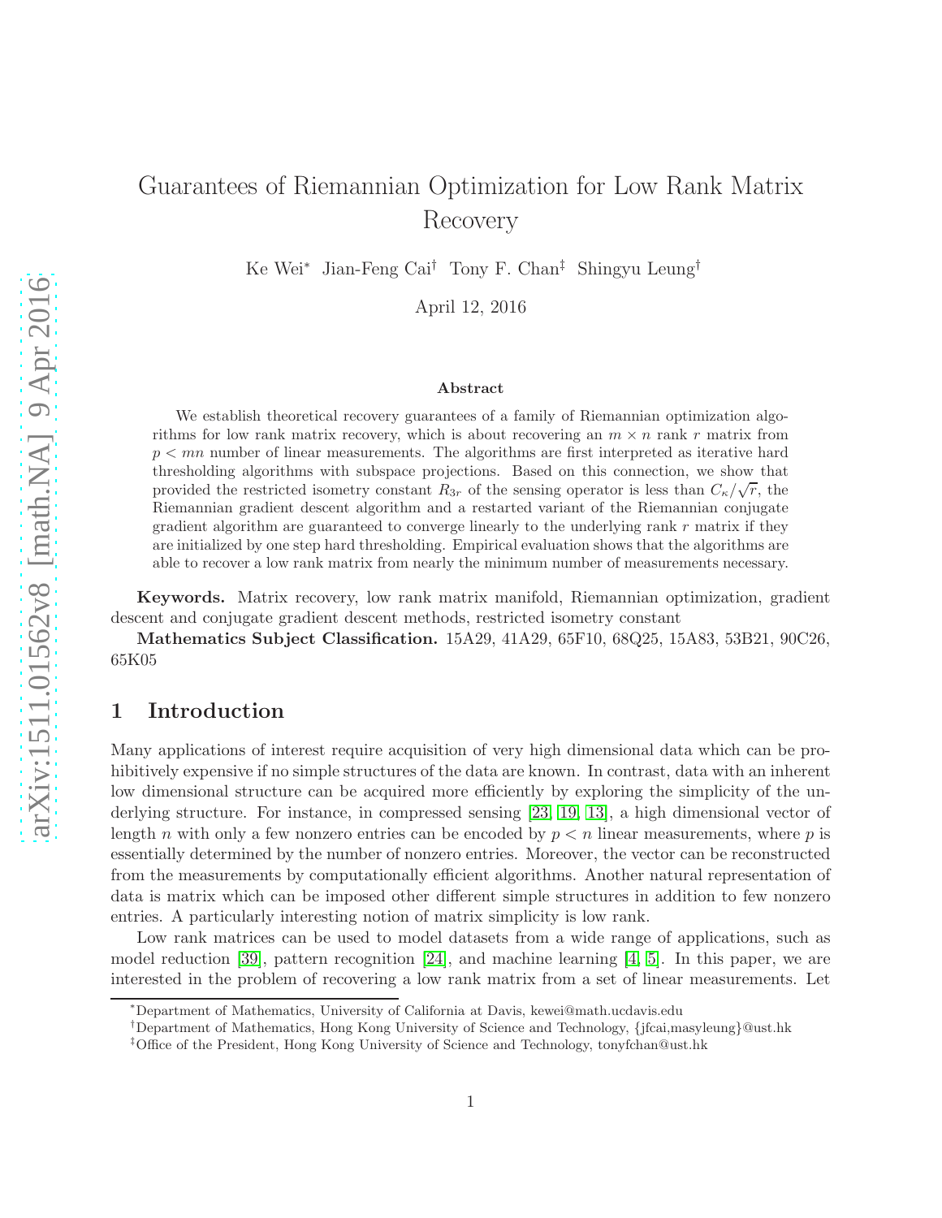# Guarantees of Riemannian Optimization for Low Rank Matrix Recovery

Ke Wei[*] Jian-Feng Cai[†] Tony F. Chan[‡] Shingyu Leung[†]

April 12, 2016

### Abstract

We establish theoretical recovery guarantees of a family of Riemannian optimization algorithms for low rank matrix recovery, which is about recovering an $m \times n$ rank $r$ matrix from $p < mn$ number of linear measurements. The algorithms are first interpreted as iterative hard thresholding algorithms with subspace projections. Based on this connection, we show that provided the restricted isometry constant $R_{3r}$ of the sensing operator is less than $C_\kappa/\sqrt{r}$, the Riemannian gradient descent algorithm and a restarted variant of the Riemannian conjugate gradient algorithm are guaranteed to converge linearly to the underlying rank $r$ matrix if they are initialized by one step hard thresholding. Empirical evaluation shows that the algorithms are able to recover a low rank matrix from nearly the minimum number of measurements necessary.

**Keywords.** Matrix recovery, low rank matrix manifold, Riemannian optimization, gradient descent and conjugate gradient descent methods, restricted isometry constant

**Mathematics Subject Classification.** 15A29, 41A29, 65F10, 68Q25, 15A83, 53B21, 90C26, 65K05

## 1 Introduction

Many applications of interest require acquisition of very high dimensional data which can be prohibitively expensive if no simple structures of the data are known. In contrast, data with an inherent low dimensional structure can be acquired more efficiently by exploring the simplicity of the underlying structure. For instance, in compressed sensing [23, 19, 13], a high dimensional vector of length $n$ with only a few nonzero entries can be encoded by $p < n$ linear measurements, where $p$ is essentially determined by the number of nonzero entries. Moreover, the vector can be reconstructed from the measurements by computationally efficient algorithms. Another natural representation of data is matrix which can be imposed other different simple structures in addition to few nonzero entries. A particularly interesting notion of matrix simplicity is low rank.

Low rank matrices can be used to model datasets from a wide range of applications, such as model reduction [39], pattern recognition [24], and machine learning [4, 5]. In this paper, we are interested in the problem of recovering a low rank matrix from a set of linear measurements. Let

[*] Department of Mathematics, University of California at Davis, kewei@math.ucdavis.edu

[†] Department of Mathematics, Hong Kong University of Science and Technology, {jfcai,masyleung}@ust.hk

[‡] Office of the President, Hong Kong University of Science and Technology, tonyfchan@ust.hk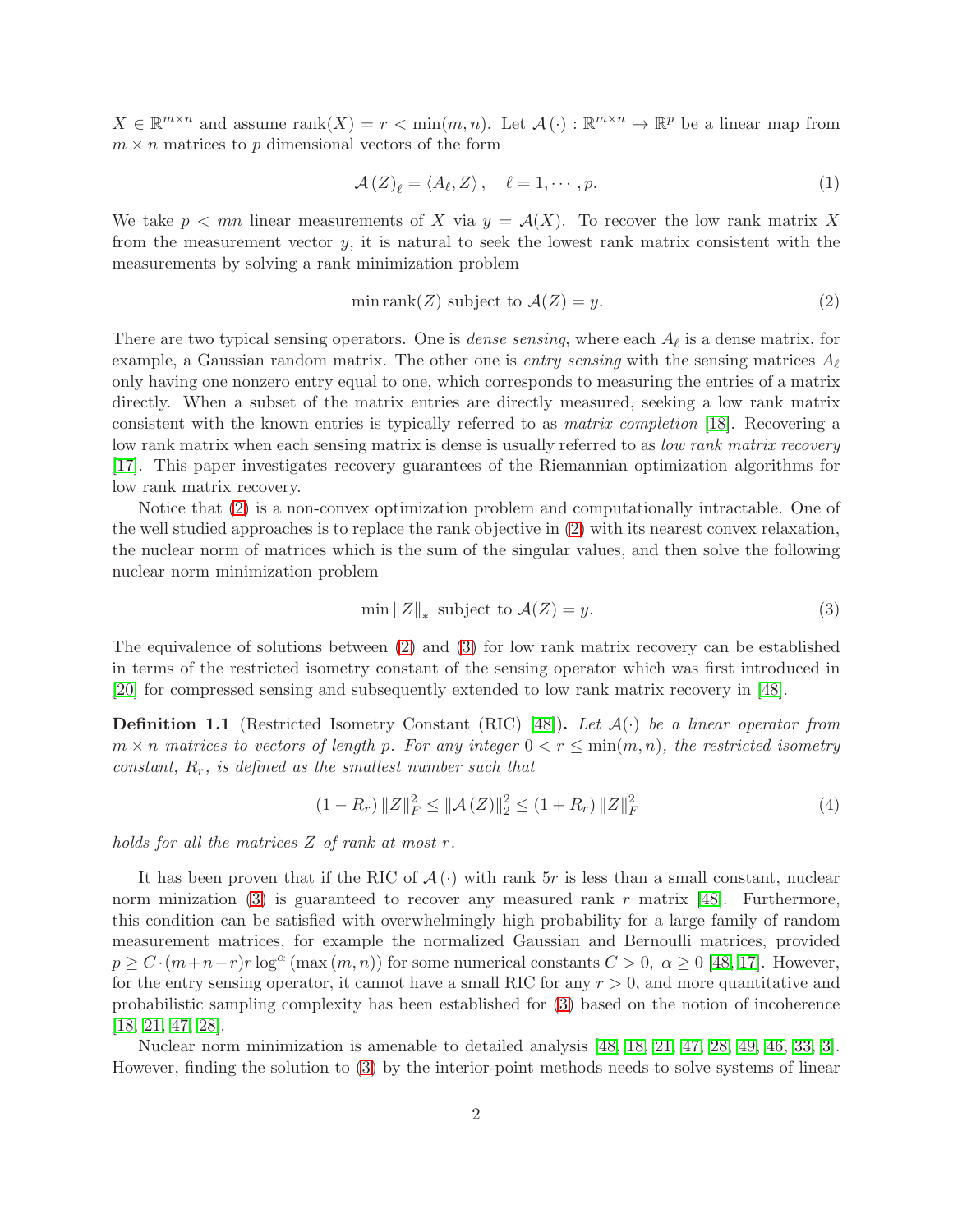$X \in \mathbb{R}^{m \times n}$ and assume $\text{rank}(X) = r < \min(m, n)$. Let $\mathcal{A}(\cdot) : \mathbb{R}^{m \times n} \to \mathbb{R}^p$ be a linear map from $m \times n$ matrices to $p$ dimensional vectors of the form

$$\mathcal{A}(Z)_\ell = \langle A_\ell, Z \rangle, \quad \ell = 1, \cdots, p. \tag{1}$$

We take $p < mn$ linear measurements of $X$ via $y = \mathcal{A}(X)$. To recover the low rank matrix $X$ from the measurement vector $y$, it is natural to seek the lowest rank matrix consistent with the measurements by solving a rank minimization problem

$$\min \text{rank}(Z) \text{ subject to } \mathcal{A}(Z) = y. \tag{2}$$

There are two typical sensing operators. One is *dense sensing*, where each $A_\ell$ is a dense matrix, for example, a Gaussian random matrix. The other one is *entry sensing* with the sensing matrices $A_\ell$ only having one nonzero entry equal to one, which corresponds to measuring the entries of a matrix directly. When a subset of the matrix entries are directly measured, seeking a low rank matrix consistent with the known entries is typically referred to as *matrix completion* [18]. Recovering a low rank matrix when each sensing matrix is dense is usually referred to as *low rank matrix recovery* [17]. This paper investigates recovery guarantees of the Riemannian optimization algorithms for low rank matrix recovery.

Notice that (2) is a non-convex optimization problem and computationally intractable. One of the well studied approaches is to replace the rank objective in (2) with its nearest convex relaxation, the nuclear norm of matrices which is the sum of the singular values, and then solve the following nuclear norm minimization problem

$$\min \|Z\|_* \text{ subject to } \mathcal{A}(Z) = y. \tag{3}$$

The equivalence of solutions between (2) and (3) for low rank matrix recovery can be established in terms of the restricted isometry constant of the sensing operator which was first introduced in [20] for compressed sensing and subsequently extended to low rank matrix recovery in [48].

**Definition 1.1** (Restricted Isometry Constant (RIC) [48]). *Let $\mathcal{A}(\cdot)$ be a linear operator from $m \times n$ matrices to vectors of length $p$. For any integer $0 < r \leq \min(m, n)$, the restricted isometry constant, $R_r$, is defined as the smallest number such that*

$$(1 - R_r) \|Z\|_F^2 \leq \|\mathcal{A}(Z)\|_2^2 \leq (1 + R_r) \|Z\|_F^2 \tag{4}$$

*holds for all the matrices $Z$ of rank at most $r$.*

It has been proven that if the RIC of $\mathcal{A}(\cdot)$ with rank $5r$ is less than a small constant, nuclear norm minization (3) is guaranteed to recover any measured rank $r$ matrix [48]. Furthermore, this condition can be satisfied with overwhelmingly high probability for a large family of random measurement matrices, for example the normalized Gaussian and Bernoulli matrices, provided $p \geq C \cdot (m + n - r) r \log^\alpha(\max(m, n))$ for some numerical constants $C > 0$, $\alpha \geq 0$ [48, 17]. However, for the entry sensing operator, it cannot have a small RIC for any $r > 0$, and more quantitative and probabilistic sampling complexity has been established for (3) based on the notion of incoherence [18, 21, 47, 28].

Nuclear norm minimization is amenable to detailed analysis [48, 18, 21, 47, 28, 49, 46, 33, 3]. However, finding the solution to (3) by the interior-point methods needs to solve systems of linear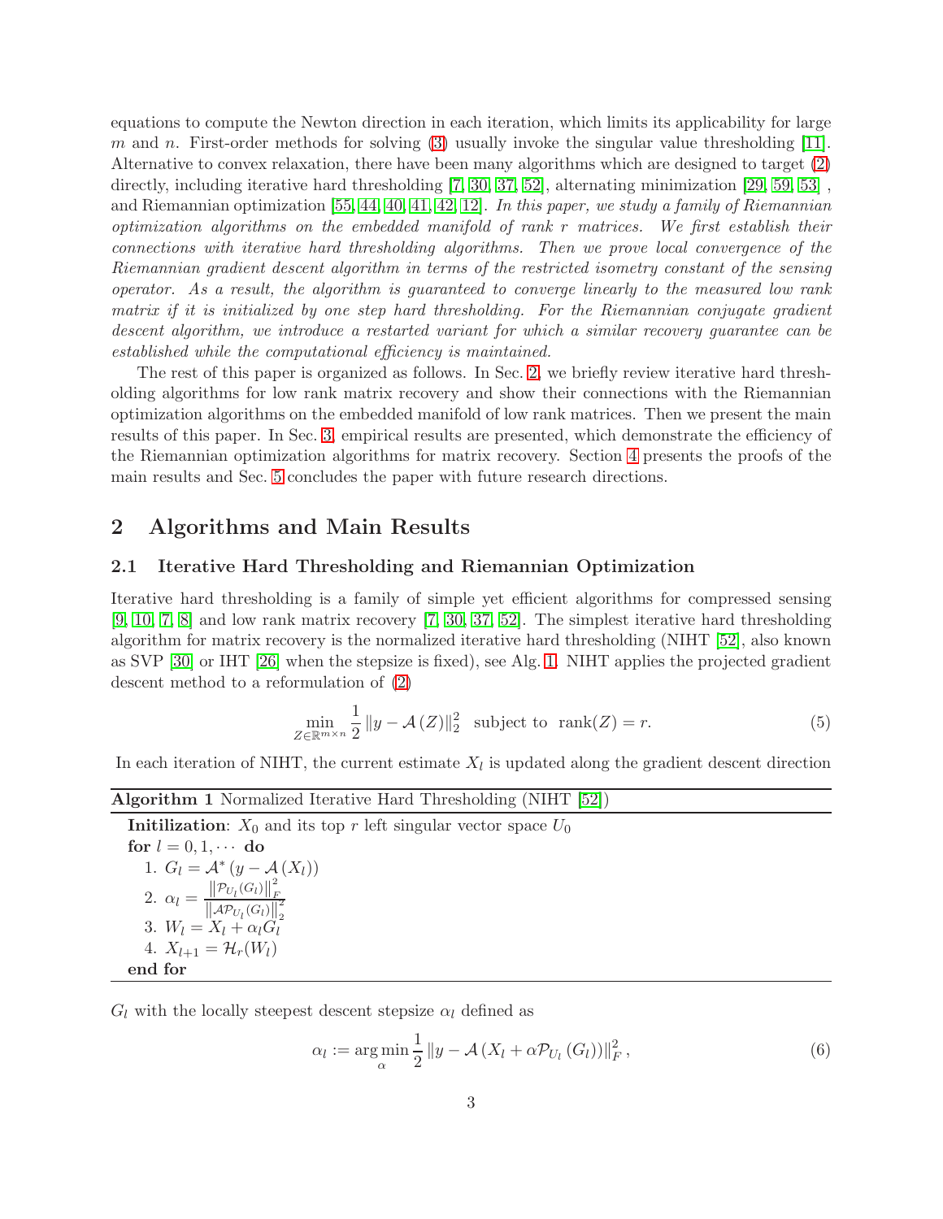equations to compute the Newton direction in each iteration, which limits its applicability for large $m$ and $n$. First-order methods for solving (3) usually invoke the singular value thresholding [11]. Alternative to convex relaxation, there have been many algorithms which are designed to target (2) directly, including iterative hard thresholding [7, 30, 37, 52], alternating minimization [29, 59, 53] , and Riemannian optimization [55, 44, 40, 41, 42, 12]. *In this paper, we study a family of Riemannian optimization algorithms on the embedded manifold of rank r matrices. We first establish their connections with iterative hard thresholding algorithms. Then we prove local convergence of the Riemannian gradient descent algorithm in terms of the restricted isometry constant of the sensing operator. As a result, the algorithm is guaranteed to converge linearly to the measured low rank matrix if it is initialized by one step hard thresholding. For the Riemannian conjugate gradient descent algorithm, we introduce a restarted variant for which a similar recovery guarantee can be established while the computational efficiency is maintained.*

The rest of this paper is organized as follows. In Sec. 2, we briefly review iterative hard thresholding algorithms for low rank matrix recovery and show their connections with the Riemannian optimization algorithms on the embedded manifold of low rank matrices. Then we present the main results of this paper. In Sec. 3, empirical results are presented, which demonstrate the efficiency of the Riemannian optimization algorithms for matrix recovery. Section 4 presents the proofs of the main results and Sec. 5 concludes the paper with future research directions.

## 2 Algorithms and Main Results

### 2.1 Iterative Hard Thresholding and Riemannian Optimization

Iterative hard thresholding is a family of simple yet efficient algorithms for compressed sensing [9, 10, 7, 8] and low rank matrix recovery [7, 30, 37, 52]. The simplest iterative hard thresholding algorithm for matrix recovery is the normalized iterative hard thresholding (NIHT [52], also known as SVP [30] or IHT [26] when the stepsize is fixed), see Alg. 1. NIHT applies the projected gradient descent method to a reformulation of (2)

$$\min_{Z\in\mathbb{R}^{m\times n}} \frac{1}{2}\left\|y-\mathcal{A}\left(Z\right)\right\|_2^2 \quad \text{subject to} \quad \operatorname{rank}(Z)=r. \tag{5}$$

In each iteration of NIHT, the current estimate $X_l$ is updated along the gradient descent direction

**Algorithm 1** Normalized Iterative Hard Thresholding (NIHT [52])

**Initilization**: $X_0$ and its top $r$ left singular vector space $U_0$
**for** $l = 0, 1, \cdots$ **do**
  1. $G_l = \mathcal{A}^*\left(y-\mathcal{A}\left(X_l\right)\right)$
  2. $\alpha_l = \frac{\left\|\mathcal{P}_{U_l}(G_l)\right\|_F^2}{\left\|\mathcal{A}\mathcal{P}_{U_l}(G_l)\right\|_2^2}$
  3. $W_l = X_l + \alpha_l G_l$
  4. $X_{l+1} = \mathcal{H}_r(W_l)$
**end for**

$G_l$ with the locally steepest descent stepsize $\alpha_l$ defined as

$$\alpha_l := \arg\min_{\alpha} \frac{1}{2}\left\|y-\mathcal{A}\left(X_l+\alpha\mathcal{P}_{U_l}\left(G_l\right)\right)\right\|_F^2, \tag{6}$$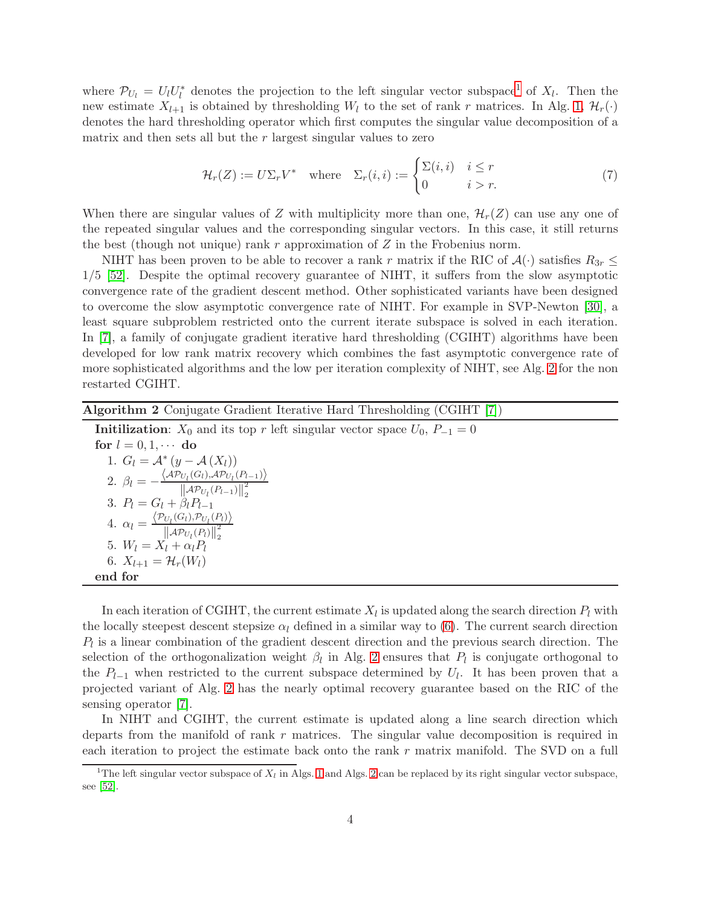where $\mathcal{P}_{U_l} = U_l U_l^*$ denotes the projection to the left singular vector subspace[1] of $X_l$. Then the new estimate $X_{l+1}$ is obtained by thresholding $W_l$ to the set of rank $r$ matrices. In Alg. 1, $\mathcal{H}_r(\cdot)$ denotes the hard thresholding operator which first computes the singular value decomposition of a matrix and then sets all but the $r$ largest singular values to zero

$$\mathcal{H}_r(Z) := U\Sigma_r V^* \quad \text{where} \quad \Sigma_r(i,i) := \begin{cases} \Sigma(i,i) & i \le r \\ 0 & i > r. \end{cases} \tag{7}$$

When there are singular values of $Z$ with multiplicity more than one, $\mathcal{H}_r(Z)$ can use any one of the repeated singular values and the corresponding singular vectors. In this case, it still returns the best (though not unique) rank $r$ approximation of $Z$ in the Frobenius norm.

NIHT has been proven to be able to recover a rank $r$ matrix if the RIC of $\mathcal{A}(\cdot)$ satisfies $R_{3r} \le 1/5$ [52]. Despite the optimal recovery guarantee of NIHT, it suffers from the slow asymptotic convergence rate of the gradient descent method. Other sophisticated variants have been designed to overcome the slow asymptotic convergence rate of NIHT. For example in SVP-Newton [30], a least square subproblem restricted onto the current iterate subspace is solved in each iteration. In [7], a family of conjugate gradient iterative hard thresholding (CGIHT) algorithms have been developed for low rank matrix recovery which combines the fast asymptotic convergence rate of more sophisticated algorithms and the low per iteration complexity of NIHT, see Alg. 2 for the non restarted CGIHT.

**Algorithm 2** Conjugate Gradient Iterative Hard Thresholding (CGIHT [7])

**Initilization**: $X_0$ and its top $r$ left singular vector space $U_0$, $P_{-1} = 0$

**for** $l = 0, 1, \cdots$ **do**

1. $G_l = \mathcal{A}^*\left(y - \mathcal{A}\left(X_l\right)\right)$
2. $\beta_l = -\frac{\left\langle \mathcal{A}\mathcal{P}_{U_l}(G_l), \mathcal{A}\mathcal{P}_{U_l}(P_{l-1})\right\rangle}{\left\|\mathcal{A}\mathcal{P}_{U_l}(P_{l-1})\right\|_2^2}$
3. $P_l = G_l + \beta_l P_{l-1}$
4. $\alpha_l = \frac{\left\langle \mathcal{P}_{U_l}(G_l), \mathcal{P}_{U_l}(P_l)\right\rangle}{\left\|\mathcal{A}\mathcal{P}_{U_l}(P_l)\right\|_2^2}$
5. $W_l = X_l + \alpha_l P_l$
6. $X_{l+1} = \mathcal{H}_r(W_l)$

**end for**

In each iteration of CGIHT, the current estimate $X_l$ is updated along the search direction $P_l$ with the locally steepest descent stepsize $\alpha_l$ defined in a similar way to (6). The current search direction $P_l$ is a linear combination of the gradient descent direction and the previous search direction. The selection of the orthogonalization weight $\beta_l$ in Alg. 2 ensures that $P_l$ is conjugate orthogonal to the $P_{l-1}$ when restricted to the current subspace determined by $U_l$. It has been proven that a projected variant of Alg. 2 has the nearly optimal recovery guarantee based on the RIC of the sensing operator [7].

In NIHT and CGIHT, the current estimate is updated along a line search direction which departs from the manifold of rank $r$ matrices. The singular value decomposition is required in each iteration to project the estimate back onto the rank $r$ matrix manifold. The SVD on a full

[1] The left singular vector subspace of $X_l$ in Algs. 1 and Algs. 2 can be replaced by its right singular vector subspace, see [52].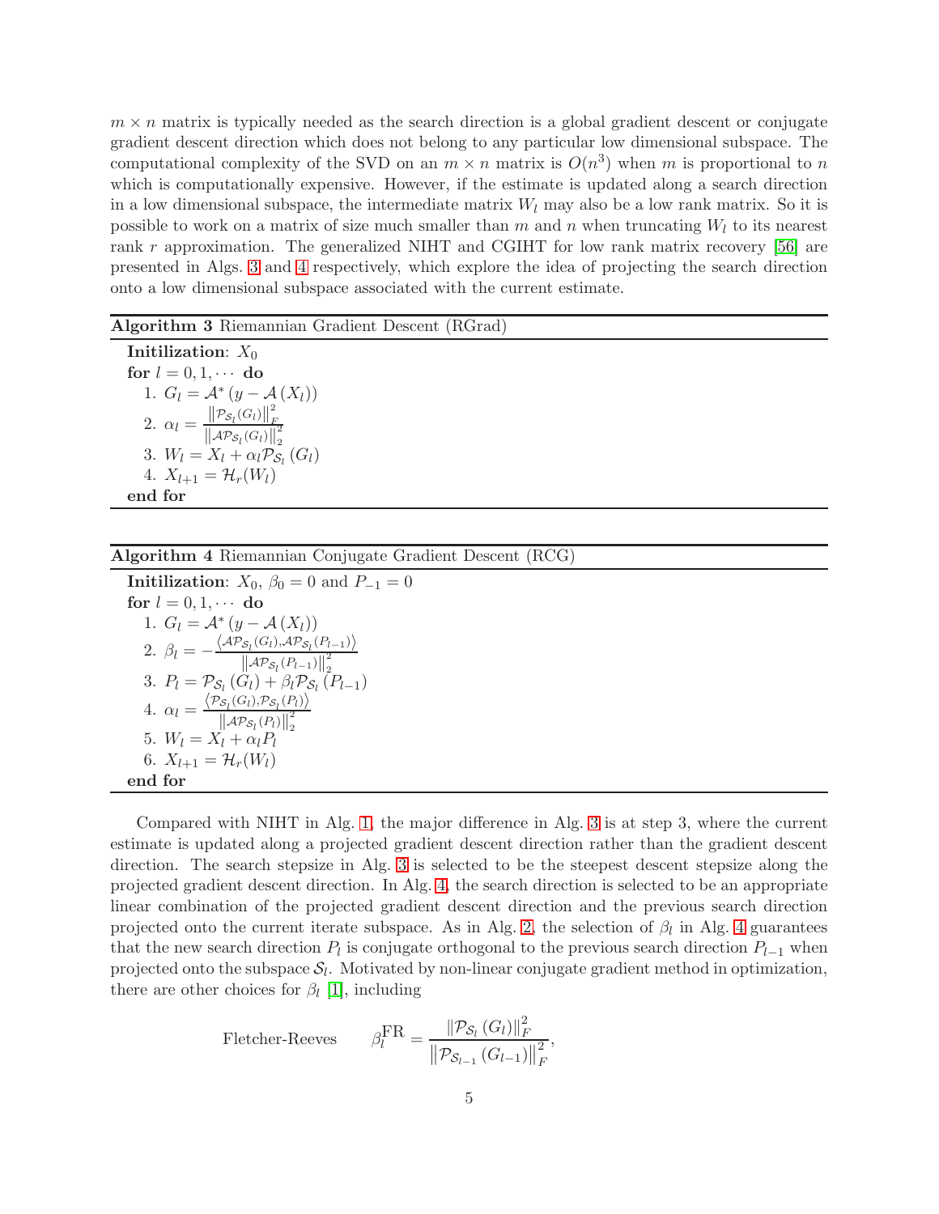$m \times n$ matrix is typically needed as the search direction is a global gradient descent or conjugate gradient descent direction which does not belong to any particular low dimensional subspace. The computational complexity of the SVD on an $m \times n$ matrix is $O(n^3)$ when $m$ is proportional to $n$ which is computationally expensive. However, if the estimate is updated along a search direction in a low dimensional subspace, the intermediate matrix $W_l$ may also be a low rank matrix. So it is possible to work on a matrix of size much smaller than $m$ and $n$ when truncating $W_l$ to its nearest rank $r$ approximation. The generalized NIHT and CGIHT for low rank matrix recovery [56] are presented in Algs. 3 and 4 respectively, which explore the idea of projecting the search direction onto a low dimensional subspace associated with the current estimate.

---

**Algorithm 3** Riemannian Gradient Descent (RGrad)

**Initilization**: $X_0$

**for** $l = 0, 1, \cdots$ **do**

1. $G_l = \mathcal{A}^*\left(y - \mathcal{A}\left(X_l\right)\right)$
2. $\alpha_l = \frac{\left\|\mathcal{P}_{\mathcal{S}_l}(G_l)\right\|_F^2}{\left\|\mathcal{A}\mathcal{P}_{\mathcal{S}_l}(G_l)\right\|_2^2}$
3. $W_l = X_l + \alpha_l \mathcal{P}_{\mathcal{S}_l}\left(G_l\right)$
4. $X_{l+1} = \mathcal{H}_r(W_l)$

**end for**

---

**Algorithm 4** Riemannian Conjugate Gradient Descent (RCG)

**Initilization**: $X_0$, $\beta_0 = 0$ and $P_{-1} = 0$

**for** $l = 0, 1, \cdots$ **do**

1. $G_l = \mathcal{A}^*\left(y - \mathcal{A}\left(X_l\right)\right)$
2. $\beta_l = -\frac{\left\langle \mathcal{A}\mathcal{P}_{\mathcal{S}_l}(G_l), \mathcal{A}\mathcal{P}_{\mathcal{S}_l}(P_{l-1})\right\rangle}{\left\|\mathcal{A}\mathcal{P}_{\mathcal{S}_l}(P_{l-1})\right\|_2^2}$
3. $P_l = \mathcal{P}_{\mathcal{S}_l}\left(G_l\right) + \beta_l \mathcal{P}_{\mathcal{S}_l}\left(P_{l-1}\right)$
4. $\alpha_l = \frac{\left\langle \mathcal{P}_{\mathcal{S}_l}(G_l), \mathcal{P}_{\mathcal{S}_l}(P_l)\right\rangle}{\left\|\mathcal{A}\mathcal{P}_{\mathcal{S}_l}(P_l)\right\|_2^2}$
5. $W_l = X_l + \alpha_l P_l$
6. $X_{l+1} = \mathcal{H}_r(W_l)$

**end for**

---

Compared with NIHT in Alg. 1, the major difference in Alg. 3 is at step 3, where the current estimate is updated along a projected gradient descent direction rather than the gradient descent direction. The search stepsize in Alg. 3 is selected to be the steepest descent stepsize along the projected gradient descent direction. In Alg. 4, the search direction is selected to be an appropriate linear combination of the projected gradient descent direction and the previous search direction projected onto the current iterate subspace. As in Alg. 2, the selection of $\beta_l$ in Alg. 4 guarantees that the new search direction $P_l$ is conjugate orthogonal to the previous search direction $P_{l-1}$ when projected onto the subspace $\mathcal{S}_l$. Motivated by non-linear conjugate gradient method in optimization, there are other choices for $\beta_l$ [1], including

$$\text{Fletcher-Reeves} \qquad \beta_l^{\text{FR}} = \frac{\left\|\mathcal{P}_{\mathcal{S}_l}\left(G_l\right)\right\|_F^2}{\left\|\mathcal{P}_{\mathcal{S}_{l-1}}\left(G_{l-1}\right)\right\|_F^2},$$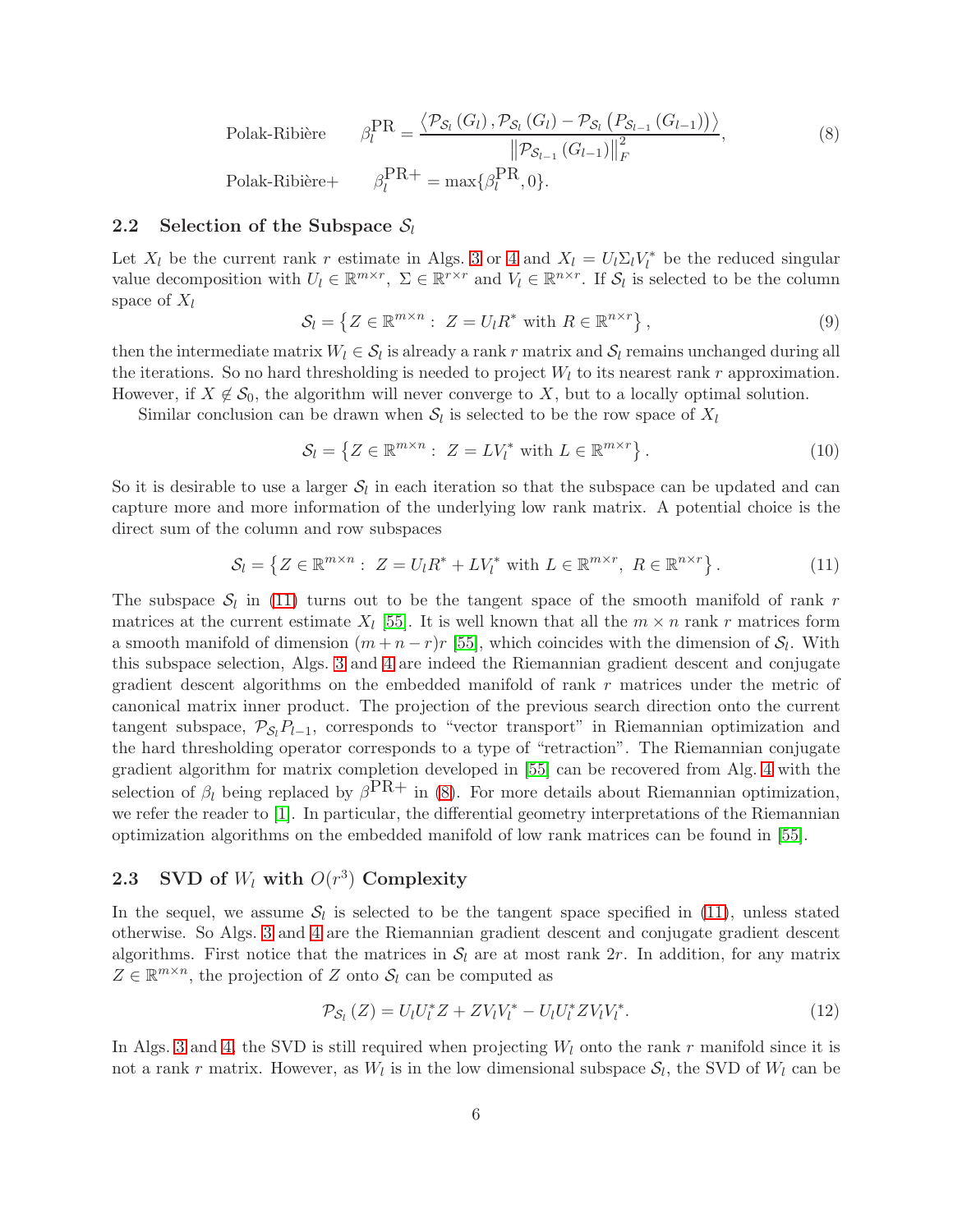$$\text{Polak-Ribière} \qquad \beta_l^{\text{PR}} = \frac{\left\langle \mathcal{P}_{\mathcal{S}_l}(G_l), \mathcal{P}_{\mathcal{S}_l}(G_l) - \mathcal{P}_{\mathcal{S}_l}\left(P_{\mathcal{S}_{l-1}}(G_{l-1})\right)\right\rangle}{\left\|\mathcal{P}_{\mathcal{S}_{l-1}}(G_{l-1})\right\|_F^2}, \tag{8}$$

$$\text{Polak-Ribière+} \qquad \beta_l^{\text{PR+}} = \max\{\beta_l^{\text{PR}}, 0\}.$$

### 2.2 Selection of the Subspace $\mathcal{S}_l$

Let $X_l$ be the current rank $r$ estimate in Algs. 3 or 4 and $X_l = U_l\Sigma_l V_l^*$ be the reduced singular value decomposition with $U_l \in \mathbb{R}^{m\times r}$, $\Sigma \in \mathbb{R}^{r\times r}$ and $V_l \in \mathbb{R}^{n\times r}$. If $\mathcal{S}_l$ is selected to be the column space of $X_l$

$$\mathcal{S}_l = \left\{Z \in \mathbb{R}^{m\times n}:\ Z = U_l R^* \text{ with } R \in \mathbb{R}^{n\times r}\right\}, \tag{9}$$

then the intermediate matrix $W_l \in \mathcal{S}_l$ is already a rank $r$ matrix and $\mathcal{S}_l$ remains unchanged during all the iterations. So no hard thresholding is needed to project $W_l$ to its nearest rank $r$ approximation. However, if $X \notin \mathcal{S}_0$, the algorithm will never converge to $X$, but to a locally optimal solution.

Similar conclusion can be drawn when $\mathcal{S}_l$ is selected to be the row space of $X_l$

$$\mathcal{S}_l = \left\{Z \in \mathbb{R}^{m\times n}:\ Z = L V_l^* \text{ with } L \in \mathbb{R}^{m\times r}\right\}. \tag{10}$$

So it is desirable to use a larger $\mathcal{S}_l$ in each iteration so that the subspace can be updated and can capture more and more information of the underlying low rank matrix. A potential choice is the direct sum of the column and row subspaces

$$\mathcal{S}_l = \left\{Z \in \mathbb{R}^{m\times n}:\ Z = U_l R^* + L V_l^* \text{ with } L \in \mathbb{R}^{m\times r},\ R \in \mathbb{R}^{n\times r}\right\}. \tag{11}$$

The subspace $\mathcal{S}_l$ in (11) turns out to be the tangent space of the smooth manifold of rank $r$ matrices at the current estimate $X_l$ [55]. It is well known that all the $m \times n$ rank $r$ matrices form a smooth manifold of dimension $(m+n-r)r$ [55], which coincides with the dimension of $\mathcal{S}_l$. With this subspace selection, Algs. 3 and 4 are indeed the Riemannian gradient descent and conjugate gradient descent algorithms on the embedded manifold of rank $r$ matrices under the metric of canonical matrix inner product. The projection of the previous search direction onto the current tangent subspace, $\mathcal{P}_{\mathcal{S}_l} P_{l-1}$, corresponds to "vector transport" in Riemannian optimization and the hard thresholding operator corresponds to a type of "retraction". The Riemannian conjugate gradient algorithm for matrix completion developed in [55] can be recovered from Alg. 4 with the selection of $\beta_l$ being replaced by $\beta^{\text{PR+}}$ in (8). For more details about Riemannian optimization, we refer the reader to [1]. In particular, the differential geometry interpretations of the Riemannian optimization algorithms on the embedded manifold of low rank matrices can be found in [55].

### 2.3 SVD of $W_l$ with $O(r^3)$ Complexity

In the sequel, we assume $\mathcal{S}_l$ is selected to be the tangent space specified in (11), unless stated otherwise. So Algs. 3 and 4 are the Riemannian gradient descent and conjugate gradient descent algorithms. First notice that the matrices in $\mathcal{S}_l$ are at most rank $2r$. In addition, for any matrix $Z \in \mathbb{R}^{m\times n}$, the projection of $Z$ onto $\mathcal{S}_l$ can be computed as

$$\mathcal{P}_{\mathcal{S}_l}(Z) = U_l U_l^* Z + Z V_l V_l^* - U_l U_l^* Z V_l V_l^*. \tag{12}$$

In Algs. 3 and 4, the SVD is still required when projecting $W_l$ onto the rank $r$ manifold since it is not a rank $r$ matrix. However, as $W_l$ is in the low dimensional subspace $\mathcal{S}_l$, the SVD of $W_l$ can be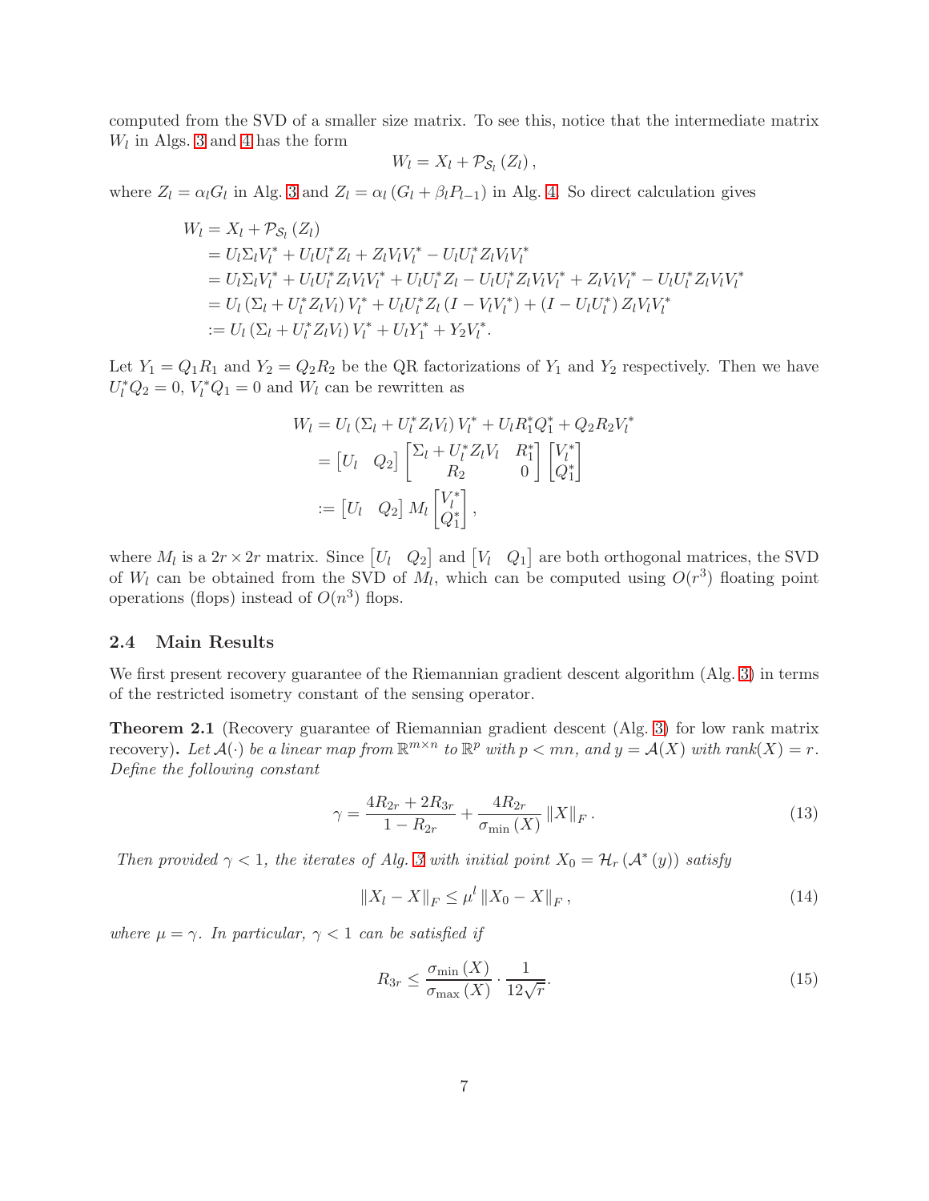computed from the SVD of a smaller size matrix. To see this, notice that the intermediate matrix $W_l$ in Algs. 3 and 4 has the form

$$W_l = X_l + \mathcal{P}_{\mathcal{S}_l}(Z_l),$$

where $Z_l = \alpha_l G_l$ in Alg. 3 and $Z_l = \alpha_l (G_l + \beta_l P_{l-1})$ in Alg. 4. So direct calculation gives

$$\begin{aligned}
W_l &= X_l + \mathcal{P}_{\mathcal{S}_l}(Z_l) \\
&= U_l \Sigma_l V_l^* + U_l U_l^* Z_l + Z_l V_l V_l^* - U_l U_l^* Z_l V_l V_l^* \\
&= U_l \Sigma_l V_l^* + U_l U_l^* Z_l V_l V_l^* + U_l U_l^* Z_l - U_l U_l^* Z_l V_l V_l^* + Z_l V_l V_l^* - U_l U_l^* Z_l V_l V_l^* \\
&= U_l \left(\Sigma_l + U_l^* Z_l V_l\right) V_l^* + U_l U_l^* Z_l \left(I - V_l V_l^*\right) + \left(I - U_l U_l^*\right) Z_l V_l V_l^* \\
&:= U_l \left(\Sigma_l + U_l^* Z_l V_l\right) V_l^* + U_l Y_1^* + Y_2 V_l^*.
\end{aligned}$$

Let $Y_1 = Q_1 R_1$ and $Y_2 = Q_2 R_2$ be the QR factorizations of $Y_1$ and $Y_2$ respectively. Then we have $U_l^* Q_2 = 0$, $V_l^* Q_1 = 0$ and $W_l$ can be rewritten as

$$\begin{aligned}
W_l &= U_l \left(\Sigma_l + U_l^* Z_l V_l\right) V_l^* + U_l R_1^* Q_1^* + Q_2 R_2 V_l^* \\
&= \begin{bmatrix} U_l & Q_2 \end{bmatrix} \begin{bmatrix} \Sigma_l + U_l^* Z_l V_l & R_1^* \\ R_2 & 0 \end{bmatrix} \begin{bmatrix} V_l^* \\ Q_1^* \end{bmatrix} \\
&:= \begin{bmatrix} U_l & Q_2 \end{bmatrix} M_l \begin{bmatrix} V_l^* \\ Q_1^* \end{bmatrix},
\end{aligned}$$

where $M_l$ is a $2r \times 2r$ matrix. Since $\begin{bmatrix} U_l & Q_2 \end{bmatrix}$ and $\begin{bmatrix} V_l & Q_1 \end{bmatrix}$ are both orthogonal matrices, the SVD of $W_l$ can be obtained from the SVD of $M_l$, which can be computed using $O(r^3)$ floating point operations (flops) instead of $O(n^3)$ flops.

### 2.4 Main Results

We first present recovery guarantee of the Riemannian gradient descent algorithm (Alg. 3) in terms of the restricted isometry constant of the sensing operator.

**Theorem 2.1** (Recovery guarantee of Riemannian gradient descent (Alg. 3) for low rank matrix recovery)**.** *Let $\mathcal{A}(\cdot)$ be a linear map from $\mathbb{R}^{m\times n}$ to $\mathbb{R}^p$ with $p < mn$, and $y = \mathcal{A}(X)$ with rank$(X) = r$. Define the following constant*

$$\gamma = \frac{4R_{2r} + 2R_{3r}}{1 - R_{2r}} + \frac{4R_{2r}}{\sigma_{\min}(X)} \|X\|_F. \tag{13}$$

*Then provided $\gamma < 1$, the iterates of Alg. 3 with initial point $X_0 = \mathcal{H}_r(\mathcal{A}^*(y))$ satisfy*

$$\|X_l - X\|_F \leq \mu^l \|X_0 - X\|_F, \tag{14}$$

*where $\mu = \gamma$. In particular, $\gamma < 1$ can be satisfied if*

$$R_{3r} \leq \frac{\sigma_{\min}(X)}{\sigma_{\max}(X)} \cdot \frac{1}{12\sqrt{r}}. \tag{15}$$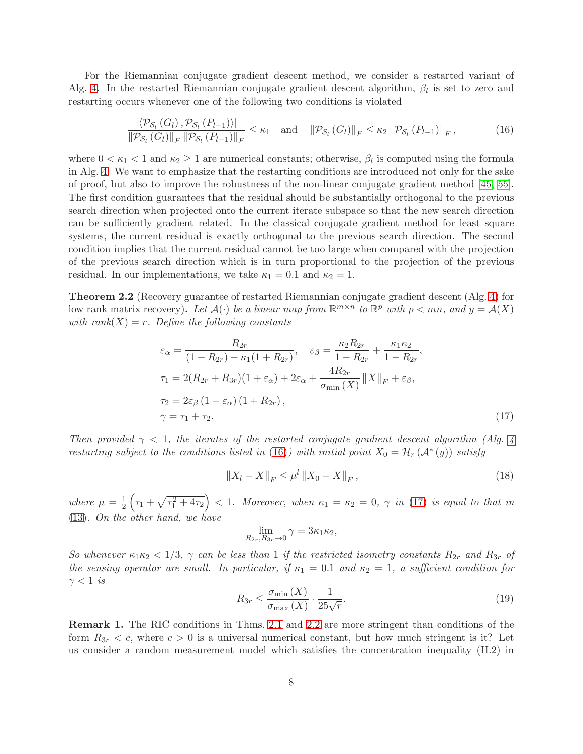For the Riemannian conjugate gradient descent method, we consider a restarted variant of Alg. 4. In the restarted Riemannian conjugate gradient descent algorithm, $\beta_l$ is set to zero and restarting occurs whenever one of the following two conditions is violated

$$\frac{|\langle \mathcal{P}_{\mathcal{S}_l}(G_l), \mathcal{P}_{\mathcal{S}_l}(P_{l-1})\rangle|}{\|\mathcal{P}_{\mathcal{S}_l}(G_l)\|_F \|\mathcal{P}_{\mathcal{S}_l}(P_{l-1})\|_F} \leq \kappa_1 \quad \text{and} \quad \|\mathcal{P}_{\mathcal{S}_l}(G_l)\|_F \leq \kappa_2 \|\mathcal{P}_{\mathcal{S}_l}(P_{l-1})\|_F, \tag{16}$$

where $0 < \kappa_1 < 1$ and $\kappa_2 \geq 1$ are numerical constants; otherwise, $\beta_l$ is computed using the formula in Alg. 4. We want to emphasize that the restarting conditions are introduced not only for the sake of proof, but also to improve the robustness of the non-linear conjugate gradient method [45, 55]. The first condition guarantees that the residual should be substantially orthogonal to the previous search direction when projected onto the current iterate subspace so that the new search direction can be sufficiently gradient related. In the classical conjugate gradient method for least square systems, the current residual is exactly orthogonal to the previous search direction. The second condition implies that the current residual cannot be too large when compared with the projection of the previous search direction which is in turn proportional to the projection of the previous residual. In our implementations, we take $\kappa_1 = 0.1$ and $\kappa_2 = 1$.

**Theorem 2.2** (Recovery guarantee of restarted Riemannian conjugate gradient descent (Alg. 4) for low rank matrix recovery)**.** *Let $\mathcal{A}(\cdot)$ be a linear map from $\mathbb{R}^{m\times n}$ to $\mathbb{R}^p$ with $p < mn$, and $y = \mathcal{A}(X)$ with rank$(X) = r$. Define the following constants*

$$\begin{aligned}
&\varepsilon_\alpha = \frac{R_{2r}}{(1-R_{2r}) - \kappa_1(1+R_{2r})}, \quad \varepsilon_\beta = \frac{\kappa_2 R_{2r}}{1-R_{2r}} + \frac{\kappa_1\kappa_2}{1-R_{2r}},\\
&\tau_1 = 2(R_{2r}+R_{3r})(1+\varepsilon_\alpha) + 2\varepsilon_\alpha + \frac{4R_{2r}}{\sigma_{\min}(X)}\|X\|_F + \varepsilon_\beta,\\
&\tau_2 = 2\varepsilon_\beta(1+\varepsilon_\alpha)(1+R_{2r}),\\
&\gamma = \tau_1 + \tau_2.
\end{aligned} \tag{17}$$

*Then provided $\gamma < 1$, the iterates of the restarted conjugate gradient descent algorithm (Alg. 4 restarting subject to the conditions listed in (16)) with initial point $X_0 = \mathcal{H}_r(\mathcal{A}^*(y))$ satisfy*

$$\|X_l - X\|_F \leq \mu^l \|X_0 - X\|_F, \tag{18}$$

*where $\mu = \frac{1}{2}\left(\tau_1 + \sqrt{\tau_1^2 + 4\tau_2}\right) < 1$. Moreover, when $\kappa_1 = \kappa_2 = 0$, $\gamma$ in (17) is equal to that in (13). On the other hand, we have*

$$\lim_{R_{2r}, R_{3r}\to 0} \gamma = 3\kappa_1\kappa_2,$$

*So whenever $\kappa_1\kappa_2 < 1/3$, $\gamma$ can be less than 1 if the restricted isometry constants $R_{2r}$ and $R_{3r}$ of the sensing operator are small. In particular, if $\kappa_1 = 0.1$ and $\kappa_2 = 1$, a sufficient condition for $\gamma < 1$ is*

$$R_{3r} \leq \frac{\sigma_{\min}(X)}{\sigma_{\max}(X)} \cdot \frac{1}{25\sqrt{r}}. \tag{19}$$

**Remark 1.** The RIC conditions in Thms. 2.1 and 2.2 are more stringent than conditions of the form $R_{3r} < c$, where $c > 0$ is a universal numerical constant, but how much stringent is it? Let us consider a random measurement model which satisfies the concentration inequality (II.2) in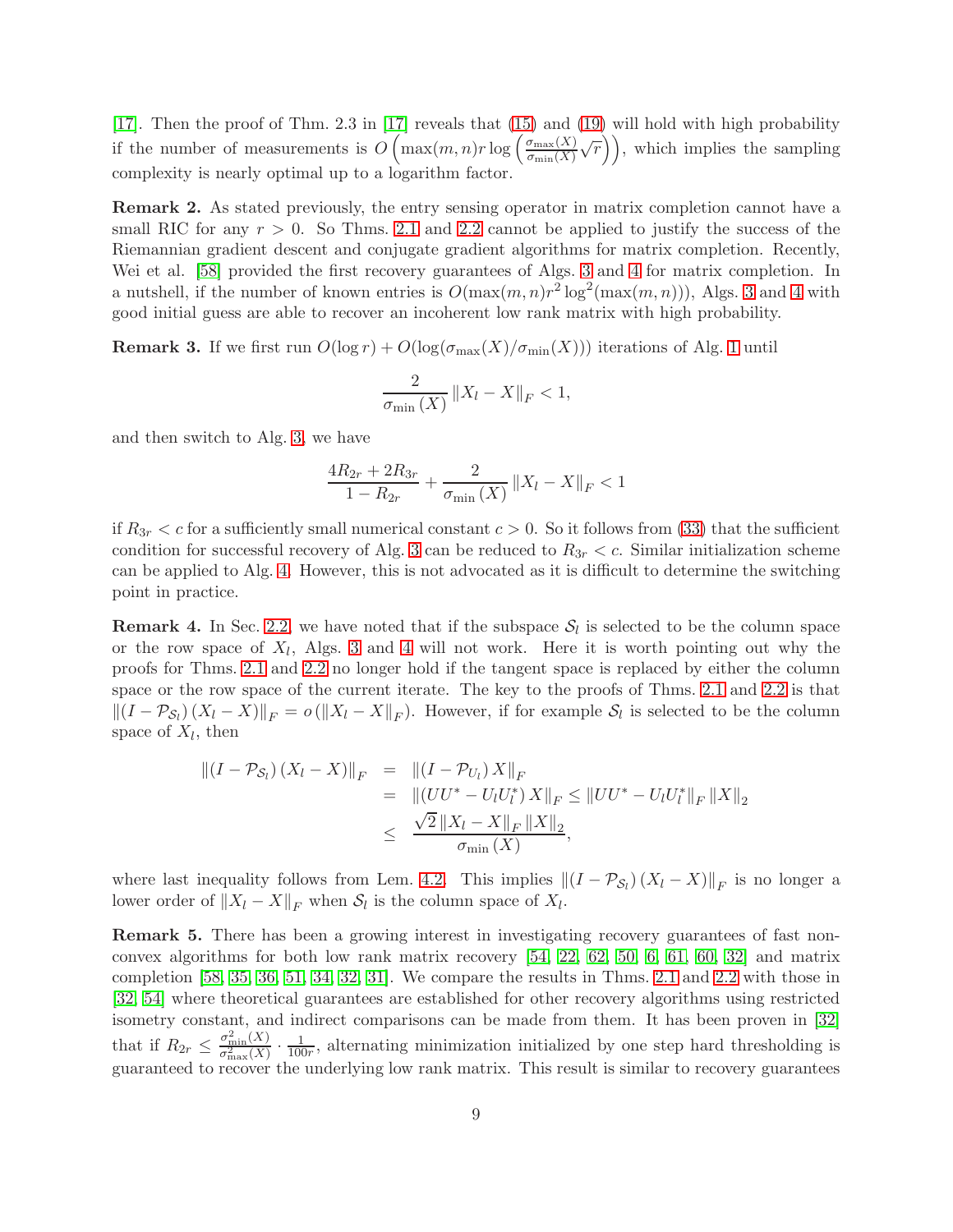[17]. Then the proof of Thm. 2.3 in [17] reveals that (15) and (19) will hold with high probability if the number of measurements is $O\left(\max(m,n)r\log\left(\frac{\sigma_{\max}(X)}{\sigma_{\min}(X)}\sqrt{r}\right)\right)$, which implies the sampling complexity is nearly optimal up to a logarithm factor.

**Remark 2.** As stated previously, the entry sensing operator in matrix completion cannot have a small RIC for any $r>0$. So Thms. 2.1 and 2.2 cannot be applied to justify the success of the Riemannian gradient descent and conjugate gradient algorithms for matrix completion. Recently, Wei et al. [58] provided the first recovery guarantees of Algs. 3 and 4 for matrix completion. In a nutshell, if the number of known entries is $O(\max(m,n)r^2\log^2(\max(m,n)))$, Algs. 3 and 4 with good initial guess are able to recover an incoherent low rank matrix with high probability.

**Remark 3.** If we first run $O(\log r)+O(\log(\sigma_{\max}(X)/\sigma_{\min}(X)))$ iterations of Alg. 1 until

$$\frac{2}{\sigma_{\min}(X)}\|X_l-X\|_F<1,$$

and then switch to Alg. 3, we have

$$\frac{4R_{2r}+2R_{3r}}{1-R_{2r}}+\frac{2}{\sigma_{\min}(X)}\|X_l-X\|_F<1$$

if $R_{3r}<c$ for a sufficiently small numerical constant $c>0$. So it follows from (33) that the sufficient condition for successful recovery of Alg. 3 can be reduced to $R_{3r}<c$. Similar initialization scheme can be applied to Alg. 4. However, this is not advocated as it is difficult to determine the switching point in practice.

**Remark 4.** In Sec. 2.2, we have noted that if the subspace $\mathcal{S}_l$ is selected to be the column space or the row space of $X_l$, Algs. 3 and 4 will not work. Here it is worth pointing out why the proofs for Thms. 2.1 and 2.2 no longer hold if the tangent space is replaced by either the column space or the row space of the current iterate. The key to the proofs of Thms. 2.1 and 2.2 is that $\|(I-\mathcal{P}_{\mathcal{S}_l})(X_l-X)\|_F=o(\|X_l-X\|_F)$. However, if for example $\mathcal{S}_l$ is selected to be the column space of $X_l$, then

$$\begin{aligned}
\|(I-\mathcal{P}_{\mathcal{S}_l})(X_l-X)\|_F &= \|(I-\mathcal{P}_{U_l})X\|_F \\
&= \|(UU^*-U_lU_l^*)X\|_F\leq\|UU^*-U_lU_l^*\|_F\|X\|_2 \\
&\leq \frac{\sqrt{2}\|X_l-X\|_F\|X\|_2}{\sigma_{\min}(X)},
\end{aligned}$$

where last inequality follows from Lem. 4.2. This implies $\|(I-\mathcal{P}_{\mathcal{S}_l})(X_l-X)\|_F$ is no longer a lower order of $\|X_l-X\|_F$ when $\mathcal{S}_l$ is the column space of $X_l$.

**Remark 5.** There has been a growing interest in investigating recovery guarantees of fast non-convex algorithms for both low rank matrix recovery [54, 22, 62, 50, 6, 61, 60, 32] and matrix completion [58, 35, 36, 51, 34, 32, 31]. We compare the results in Thms. 2.1 and 2.2 with those in [32, 54] where theoretical guarantees are established for other recovery algorithms using restricted isometry constant, and indirect comparisons can be made from them. It has been proven in [32] that if $R_{2r}\leq\frac{\sigma_{\min}^2(X)}{\sigma_{\max}^2(X)}\cdot\frac{1}{100r}$, alternating minimization initialized by one step hard thresholding is guaranteed to recover the underlying low rank matrix. This result is similar to recovery guarantees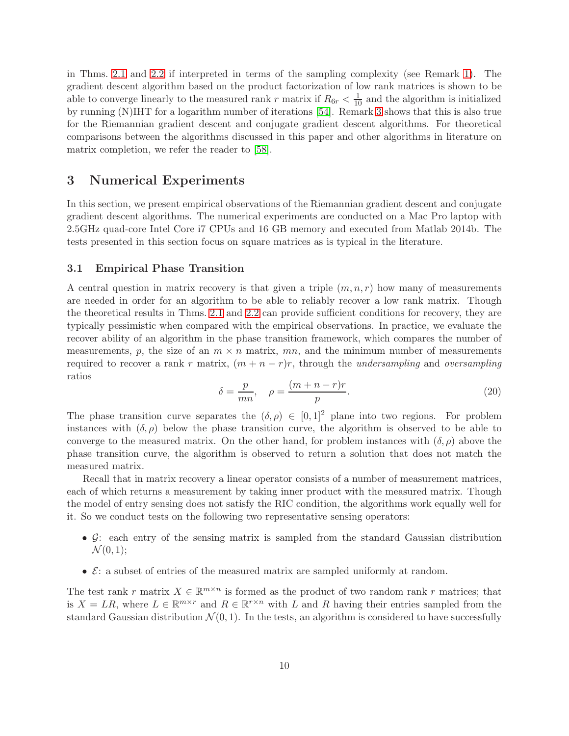in Thms. 2.1 and 2.2 if interpreted in terms of the sampling complexity (see Remark 1). The gradient descent algorithm based on the product factorization of low rank matrices is shown to be able to converge linearly to the measured rank $r$ matrix if $R_{6r} < \frac{1}{10}$ and the algorithm is initialized by running (N)IHT for a logarithm number of iterations [54]. Remark 3 shows that this is also true for the Riemannian gradient descent and conjugate gradient descent algorithms. For theoretical comparisons between the algorithms discussed in this paper and other algorithms in literature on matrix completion, we refer the reader to [58].

# 3 Numerical Experiments

In this section, we present empirical observations of the Riemannian gradient descent and conjugate gradient descent algorithms. The numerical experiments are conducted on a Mac Pro laptop with 2.5GHz quad-core Intel Core i7 CPUs and 16 GB memory and executed from Matlab 2014b. The tests presented in this section focus on square matrices as is typical in the literature.

## 3.1 Empirical Phase Transition

A central question in matrix recovery is that given a triple $(m, n, r)$ how many of measurements are needed in order for an algorithm to be able to reliably recover a low rank matrix. Though the theoretical results in Thms. 2.1 and 2.2 can provide sufficient conditions for recovery, they are typically pessimistic when compared with the empirical observations. In practice, we evaluate the recover ability of an algorithm in the phase transition framework, which compares the number of measurements, $p$, the size of an $m \times n$ matrix, $mn$, and the minimum number of measurements required to recover a rank $r$ matrix, $(m + n - r)r$, through the *undersampling* and *oversampling* ratios

$$\delta = \frac{p}{mn}, \quad \rho = \frac{(m + n - r)r}{p}. \tag{20}$$

The phase transition curve separates the $(\delta, \rho) \in [0, 1]^2$ plane into two regions. For problem instances with $(\delta, \rho)$ below the phase transition curve, the algorithm is observed to be able to converge to the measured matrix. On the other hand, for problem instances with $(\delta, \rho)$ above the phase transition curve, the algorithm is observed to return a solution that does not match the measured matrix.

Recall that in matrix recovery a linear operator consists of a number of measurement matrices, each of which returns a measurement by taking inner product with the measured matrix. Though the model of entry sensing does not satisfy the RIC condition, the algorithms work equally well for it. So we conduct tests on the following two representative sensing operators:

- $\mathcal{G}$: each entry of the sensing matrix is sampled from the standard Gaussian distribution $\mathcal{N}(0, 1)$;
- $\mathcal{E}$: a subset of entries of the measured matrix are sampled uniformly at random.

The test rank $r$ matrix $X \in \mathbb{R}^{m \times n}$ is formed as the product of two random rank $r$ matrices; that is $X = LR$, where $L \in \mathbb{R}^{m \times r}$ and $R \in \mathbb{R}^{r \times n}$ with $L$ and $R$ having their entries sampled from the standard Gaussian distribution $\mathcal{N}(0, 1)$. In the tests, an algorithm is considered to have successfully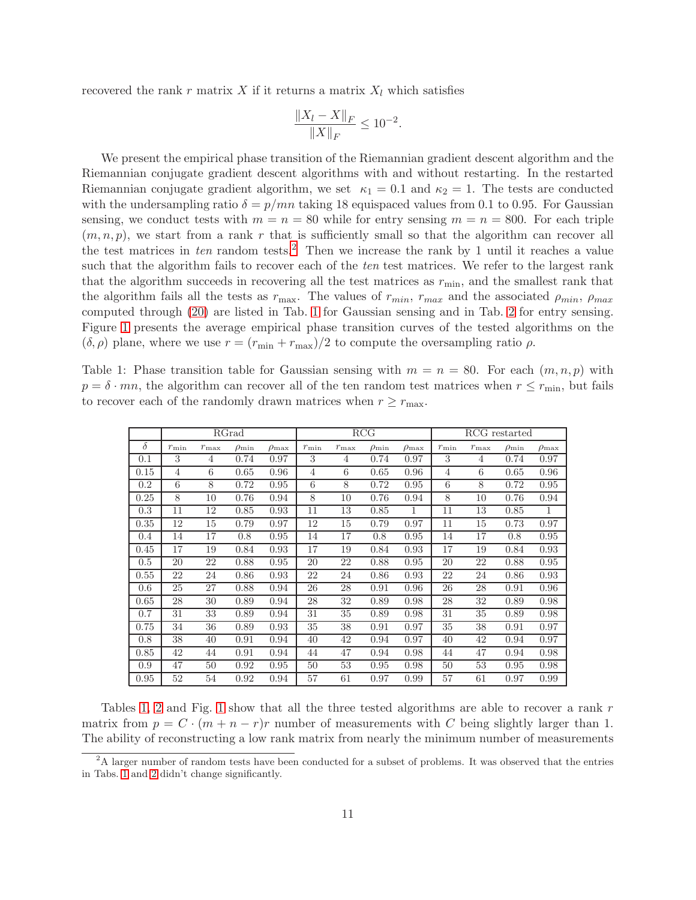recovered the rank $r$ matrix $X$ if it returns a matrix $X_l$ which satisfies

$$\frac{\|X_l - X\|_F}{\|X\|_F} \leq 10^{-2}.$$

We present the empirical phase transition of the Riemannian gradient descent algorithm and the Riemannian conjugate gradient descent algorithms with and without restarting. In the restarted Riemannian conjugate gradient algorithm, we set $\kappa_1 = 0.1$ and $\kappa_2 = 1$. The tests are conducted with the undersampling ratio $\delta = p/mn$ taking 18 equispaced values from 0.1 to 0.95. For Gaussian sensing, we conduct tests with $m = n = 80$ while for entry sensing $m = n = 800$. For each triple $(m, n, p)$, we start from a rank $r$ that is sufficiently small so that the algorithm can recover all the test matrices in *ten* random tests.[2] Then we increase the rank by 1 until it reaches a value such that the algorithm fails to recover each of the *ten* test matrices. We refer to the largest rank that the algorithm succeeds in recovering all the test matrices as $r_{\min}$, and the smallest rank that the algorithm fails all the tests as $r_{\max}$. The values of $r_{min}$, $r_{max}$ and the associated $\rho_{min}$, $\rho_{max}$ computed through (20) are listed in Tab. 1 for Gaussian sensing and in Tab. 2 for entry sensing. Figure 1 presents the average empirical phase transition curves of the tested algorithms on the $(\delta, \rho)$ plane, where we use $r = (r_{\min} + r_{\max})/2$ to compute the oversampling ratio $\rho$.

Table 1: Phase transition table for Gaussian sensing with $m = n = 80$. For each $(m, n, p)$ with $p = \delta \cdot mn$, the algorithm can recover all of the ten random test matrices when $r \leq r_{\min}$, but fails to recover each of the randomly drawn matrices when $r \geq r_{\max}$.

| | RGrad | | | | RCG | | | | RCG restarted | | | |
|---|---|---|---|---|---|---|---|---|---|---|---|---|
| $\delta$ | $r_{\min}$ | $r_{\max}$ | $\rho_{\min}$ | $\rho_{\max}$ | $r_{\min}$ | $r_{\max}$ | $\rho_{\min}$ | $\rho_{\max}$ | $r_{\min}$ | $r_{\max}$ | $\rho_{\min}$ | $\rho_{\max}$ |
| 0.1 | 3 | 4 | 0.74 | 0.97 | 3 | 4 | 0.74 | 0.97 | 3 | 4 | 0.74 | 0.97 |
| 0.15 | 4 | 6 | 0.65 | 0.96 | 4 | 6 | 0.65 | 0.96 | 4 | 6 | 0.65 | 0.96 |
| 0.2 | 6 | 8 | 0.72 | 0.95 | 6 | 8 | 0.72 | 0.95 | 6 | 8 | 0.72 | 0.95 |
| 0.25 | 8 | 10 | 0.76 | 0.94 | 8 | 10 | 0.76 | 0.94 | 8 | 10 | 0.76 | 0.94 |
| 0.3 | 11 | 12 | 0.85 | 0.93 | 11 | 13 | 0.85 | 1 | 11 | 13 | 0.85 | 1 |
| 0.35 | 12 | 15 | 0.79 | 0.97 | 12 | 15 | 0.79 | 0.97 | 11 | 15 | 0.73 | 0.97 |
| 0.4 | 14 | 17 | 0.8 | 0.95 | 14 | 17 | 0.8 | 0.95 | 14 | 17 | 0.8 | 0.95 |
| 0.45 | 17 | 19 | 0.84 | 0.93 | 17 | 19 | 0.84 | 0.93 | 17 | 19 | 0.84 | 0.93 |
| 0.5 | 20 | 22 | 0.88 | 0.95 | 20 | 22 | 0.88 | 0.95 | 20 | 22 | 0.88 | 0.95 |
| 0.55 | 22 | 24 | 0.86 | 0.93 | 22 | 24 | 0.86 | 0.93 | 22 | 24 | 0.86 | 0.93 |
| 0.6 | 25 | 27 | 0.88 | 0.94 | 26 | 28 | 0.91 | 0.96 | 26 | 28 | 0.91 | 0.96 |
| 0.65 | 28 | 30 | 0.89 | 0.94 | 28 | 32 | 0.89 | 0.98 | 28 | 32 | 0.89 | 0.98 |
| 0.7 | 31 | 33 | 0.89 | 0.94 | 31 | 35 | 0.89 | 0.98 | 31 | 35 | 0.89 | 0.98 |
| 0.75 | 34 | 36 | 0.89 | 0.93 | 35 | 38 | 0.91 | 0.97 | 35 | 38 | 0.91 | 0.97 |
| 0.8 | 38 | 40 | 0.91 | 0.94 | 40 | 42 | 0.94 | 0.97 | 40 | 42 | 0.94 | 0.97 |
| 0.85 | 42 | 44 | 0.91 | 0.94 | 44 | 47 | 0.94 | 0.98 | 44 | 47 | 0.94 | 0.98 |
| 0.9 | 47 | 50 | 0.92 | 0.95 | 50 | 53 | 0.95 | 0.98 | 50 | 53 | 0.95 | 0.98 |
| 0.95 | 52 | 54 | 0.92 | 0.94 | 57 | 61 | 0.97 | 0.99 | 57 | 61 | 0.97 | 0.99 |

Tables 1, 2 and Fig. 1 show that all the three tested algorithms are able to recover a rank $r$ matrix from $p = C \cdot (m + n - r)r$ number of measurements with $C$ being slightly larger than 1. The ability of reconstructing a low rank matrix from nearly the minimum number of measurements

[2] A larger number of random tests have been conducted for a subset of problems. It was observed that the entries in Tabs. 1 and 2 didn't change significantly.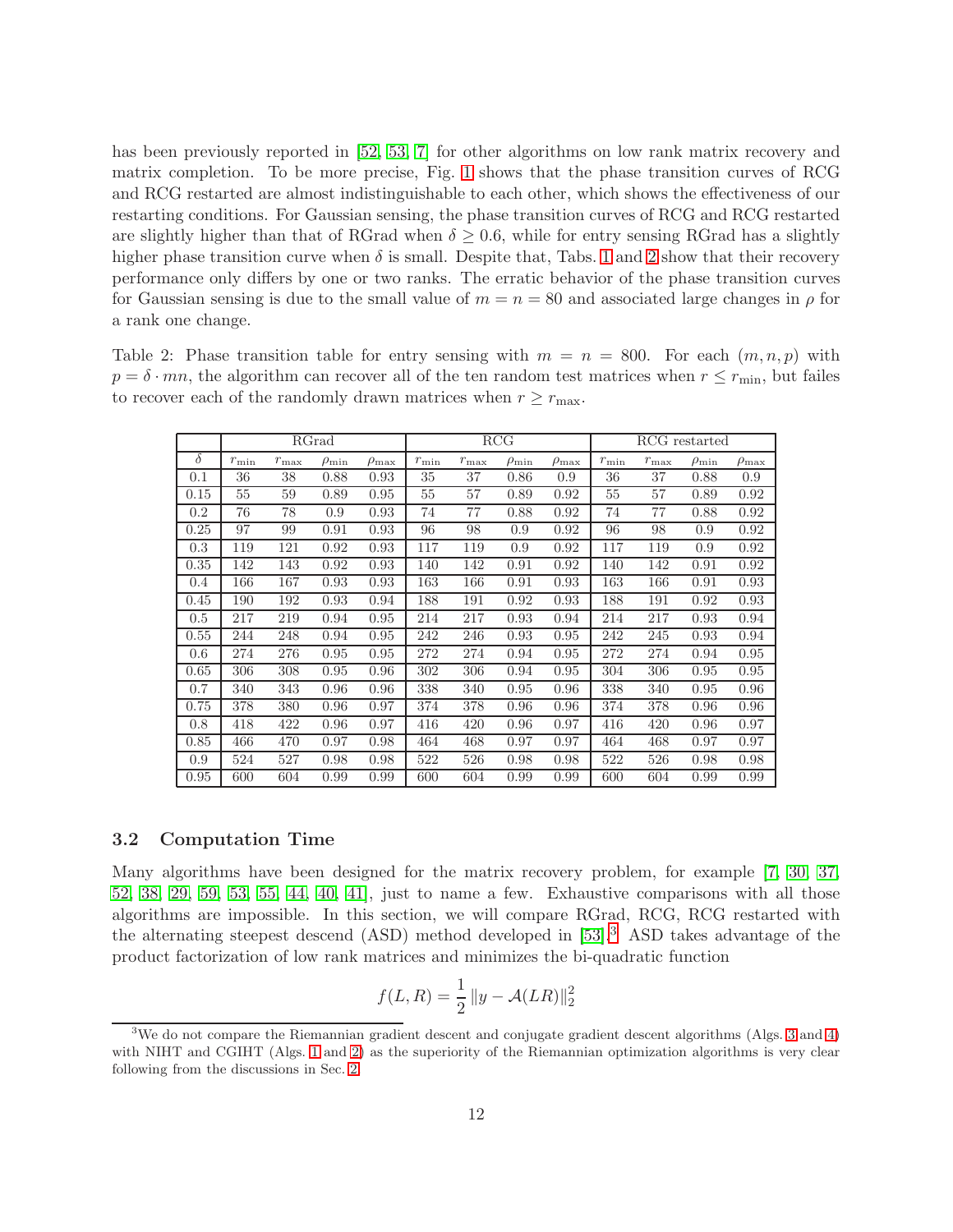has been previously reported in [52, 53, 7] for other algorithms on low rank matrix recovery and matrix completion. To be more precise, Fig. 1 shows that the phase transition curves of RCG and RCG restarted are almost indistinguishable to each other, which shows the effectiveness of our restarting conditions. For Gaussian sensing, the phase transition curves of RCG and RCG restarted are slightly higher than that of RGrad when $\delta \geq 0.6$, while for entry sensing RGrad has a slightly higher phase transition curve when $\delta$ is small. Despite that, Tabs. 1 and 2 show that their recovery performance only differs by one or two ranks. The erratic behavior of the phase transition curves for Gaussian sensing is due to the small value of $m = n = 80$ and associated large changes in $\rho$ for a rank one change.

Table 2: Phase transition table for entry sensing with $m = n = 800$. For each $(m, n, p)$ with $p = \delta \cdot mn$, the algorithm can recover all of the ten random test matrices when $r \leq r_{\min}$, but failes to recover each of the randomly drawn matrices when $r \geq r_{\max}$.

| | RGrad | | | | RCG | | | | RCG restarted | | | |
|---|---|---|---|---|---|---|---|---|---|---|---|---|
| $\delta$ | $r_{\min}$ | $r_{\max}$ | $\rho_{\min}$ | $\rho_{\max}$ | $r_{\min}$ | $r_{\max}$ | $\rho_{\min}$ | $\rho_{\max}$ | $r_{\min}$ | $r_{\max}$ | $\rho_{\min}$ | $\rho_{\max}$ |
| 0.1 | 36 | 38 | 0.88 | 0.93 | 35 | 37 | 0.86 | 0.9 | 36 | 37 | 0.88 | 0.9 |
| 0.15 | 55 | 59 | 0.89 | 0.95 | 55 | 57 | 0.89 | 0.92 | 55 | 57 | 0.89 | 0.92 |
| 0.2 | 76 | 78 | 0.9 | 0.93 | 74 | 77 | 0.88 | 0.92 | 74 | 77 | 0.88 | 0.92 |
| 0.25 | 97 | 99 | 0.91 | 0.93 | 96 | 98 | 0.9 | 0.92 | 96 | 98 | 0.9 | 0.92 |
| 0.3 | 119 | 121 | 0.92 | 0.93 | 117 | 119 | 0.9 | 0.92 | 117 | 119 | 0.9 | 0.92 |
| 0.35 | 142 | 143 | 0.92 | 0.93 | 140 | 142 | 0.91 | 0.92 | 140 | 142 | 0.91 | 0.92 |
| 0.4 | 166 | 167 | 0.93 | 0.93 | 163 | 166 | 0.91 | 0.93 | 163 | 166 | 0.91 | 0.93 |
| 0.45 | 190 | 192 | 0.93 | 0.94 | 188 | 191 | 0.92 | 0.93 | 188 | 191 | 0.92 | 0.93 |
| 0.5 | 217 | 219 | 0.94 | 0.95 | 214 | 217 | 0.93 | 0.94 | 214 | 217 | 0.93 | 0.94 |
| 0.55 | 244 | 248 | 0.94 | 0.95 | 242 | 246 | 0.93 | 0.95 | 242 | 245 | 0.93 | 0.94 |
| 0.6 | 274 | 276 | 0.95 | 0.95 | 272 | 274 | 0.94 | 0.95 | 272 | 274 | 0.94 | 0.95 |
| 0.65 | 306 | 308 | 0.95 | 0.96 | 302 | 306 | 0.94 | 0.95 | 304 | 306 | 0.95 | 0.95 |
| 0.7 | 340 | 343 | 0.96 | 0.96 | 338 | 340 | 0.95 | 0.96 | 338 | 340 | 0.95 | 0.96 |
| 0.75 | 378 | 380 | 0.96 | 0.97 | 374 | 378 | 0.96 | 0.96 | 374 | 378 | 0.96 | 0.96 |
| 0.8 | 418 | 422 | 0.96 | 0.97 | 416 | 420 | 0.96 | 0.97 | 416 | 420 | 0.96 | 0.97 |
| 0.85 | 466 | 470 | 0.97 | 0.98 | 464 | 468 | 0.97 | 0.97 | 464 | 468 | 0.97 | 0.97 |
| 0.9 | 524 | 527 | 0.98 | 0.98 | 522 | 526 | 0.98 | 0.98 | 522 | 526 | 0.98 | 0.98 |
| 0.95 | 600 | 604 | 0.99 | 0.99 | 600 | 604 | 0.99 | 0.99 | 600 | 604 | 0.99 | 0.99 |

### 3.2 Computation Time

Many algorithms have been designed for the matrix recovery problem, for example [7, 30, 37, 52, 38, 29, 59, 53, 55, 44, 40, 41], just to name a few. Exhaustive comparisons with all those algorithms are impossible. In this section, we will compare RGrad, RCG, RCG restarted with the alternating steepest descend (ASD) method developed in [53].[3] ASD takes advantage of the product factorization of low rank matrices and minimizes the bi-quadratic function

$$f(L, R) = \frac{1}{2} \|y - \mathcal{A}(LR)\|_2^2$$

[3] We do not compare the Riemannian gradient descent and conjugate gradient descent algorithms (Algs. 3 and 4) with NIHT and CGIHT (Algs. 1 and 2) as the superiority of the Riemannian optimization algorithms is very clear following from the discussions in Sec. 2.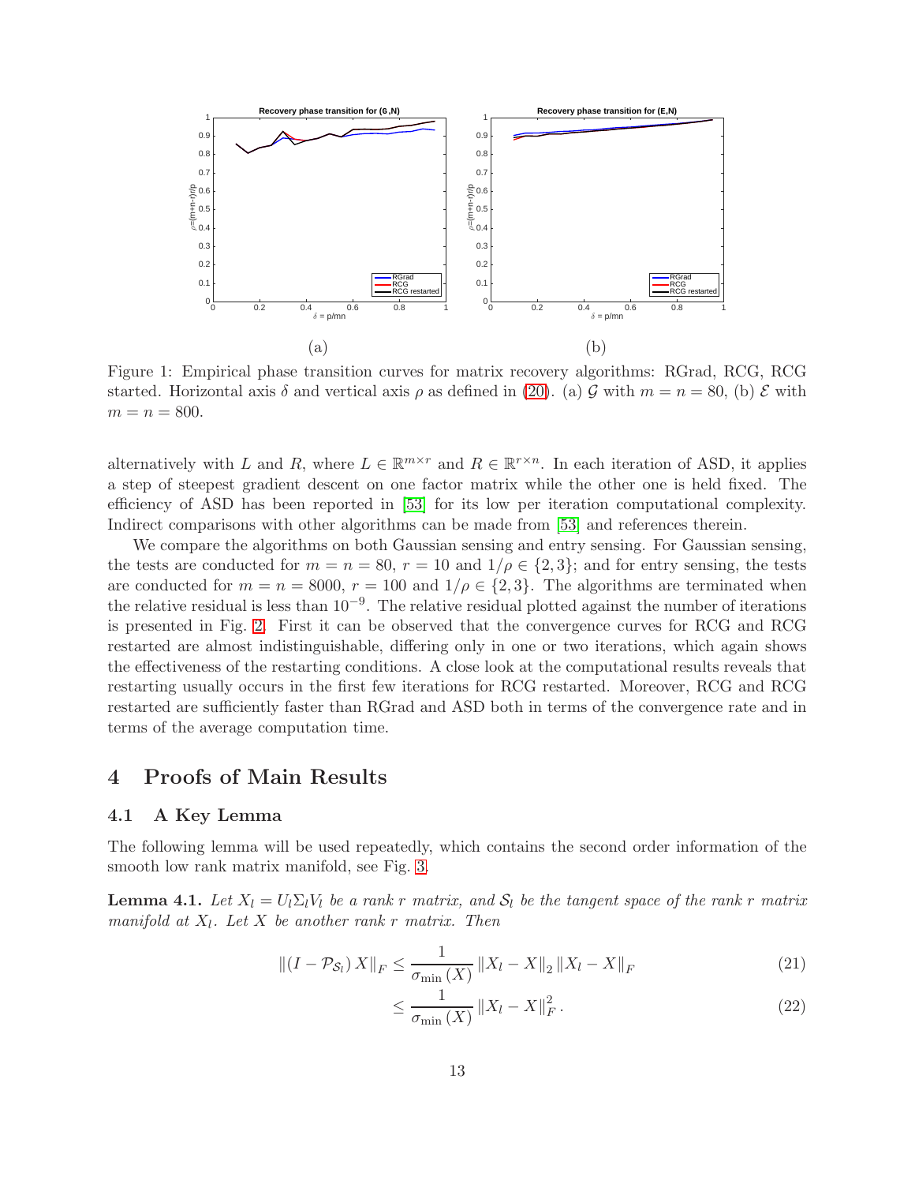(a) (b)

Figure 1: Empirical phase transition curves for matrix recovery algorithms: RGrad, RCG, RCG started. Horizontal axis $\delta$ and vertical axis $\rho$ as defined in (20). (a) $\mathcal{G}$ with $m = n = 80$, (b) $\mathcal{E}$ with $m = n = 800$.

alternatively with $L$ and $R$, where $L \in \mathbb{R}^{m\times r}$ and $R \in \mathbb{R}^{r\times n}$. In each iteration of ASD, it applies a step of steepest gradient descent on one factor matrix while the other one is held fixed. The efficiency of ASD has been reported in [53] for its low per iteration computational complexity. Indirect comparisons with other algorithms can be made from [53] and references therein.

We compare the algorithms on both Gaussian sensing and entry sensing. For Gaussian sensing, the tests are conducted for $m = n = 80$, $r = 10$ and $1/\rho \in \{2, 3\}$; and for entry sensing, the tests are conducted for $m = n = 8000$, $r = 100$ and $1/\rho \in \{2, 3\}$. The algorithms are terminated when the relative residual is less than $10^{-9}$. The relative residual plotted against the number of iterations is presented in Fig. 2. First it can be observed that the convergence curves for RCG and RCG restarted are almost indistinguishable, differing only in one or two iterations, which again shows the effectiveness of the restarting conditions. A close look at the computational results reveals that restarting usually occurs in the first few iterations for RCG restarted. Moreover, RCG and RCG restarted are sufficiently faster than RGrad and ASD both in terms of the convergence rate and in terms of the average computation time.

# 4 Proofs of Main Results

## 4.1 A Key Lemma

The following lemma will be used repeatedly, which contains the second order information of the smooth low rank matrix manifold, see Fig. 3.

**Lemma 4.1.** *Let $X_l = U_l\Sigma_l V_l$ be a rank $r$ matrix, and $\mathcal{S}_l$ be the tangent space of the rank $r$ matrix manifold at $X_l$. Let $X$ be another rank $r$ matrix. Then*

$$\|(I - \mathcal{P}_{\mathcal{S}_l})\, X\|_F \le \frac{1}{\sigma_{\min}(X)} \|X_l - X\|_2 \|X_l - X\|_F \tag{21}$$

$$\le \frac{1}{\sigma_{\min}(X)} \|X_l - X\|_F^2 . \tag{22}$$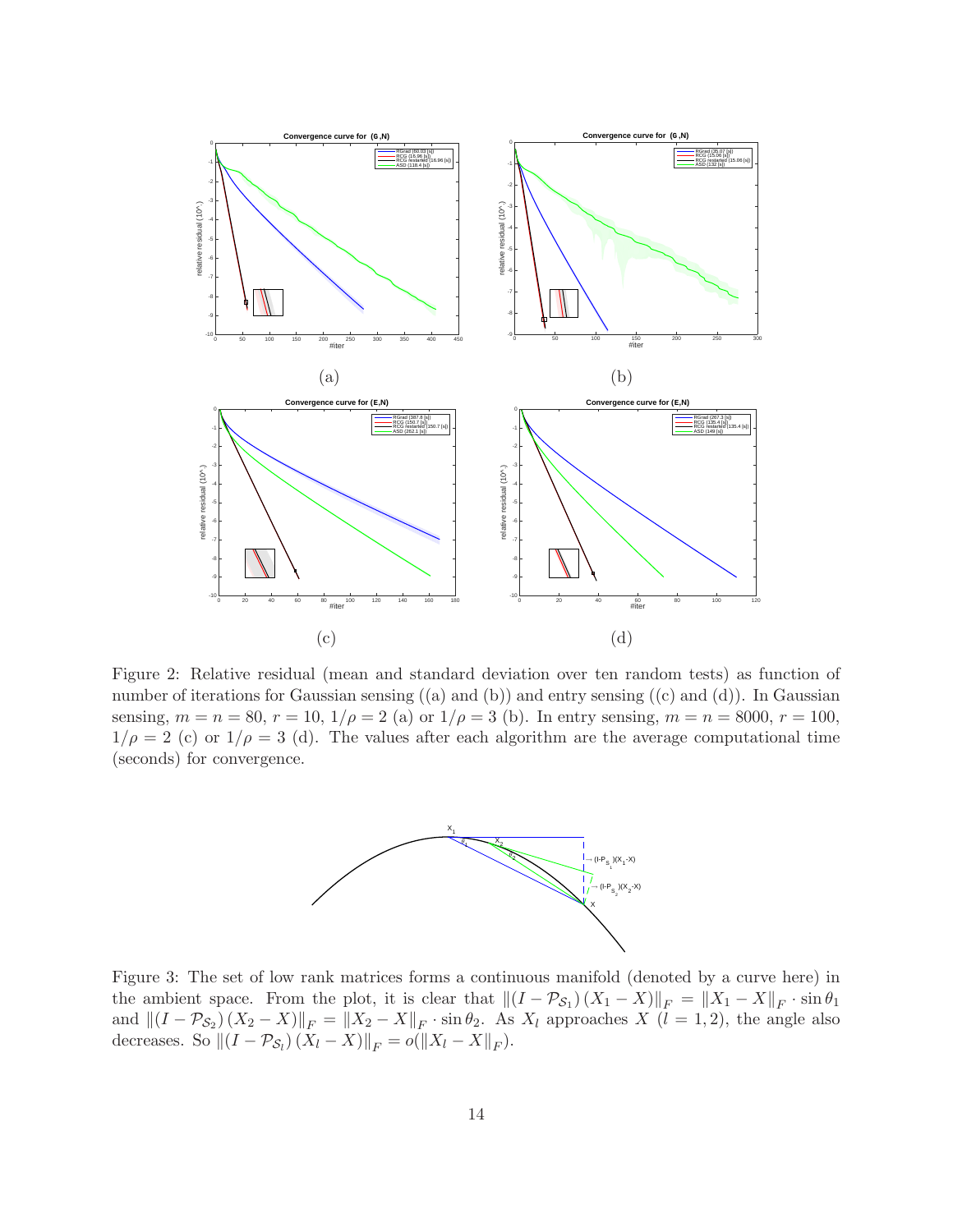Figure 2: Relative residual (mean and standard deviation over ten random tests) as function of number of iterations for Gaussian sensing ((a) and (b)) and entry sensing ((c) and (d)). In Gaussian sensing, $m = n = 80$, $r = 10$, $1/\rho = 2$ (a) or $1/\rho = 3$ (b). In entry sensing, $m = n = 8000$, $r = 100$, $1/\rho = 2$ (c) or $1/\rho = 3$ (d). The values after each algorithm are the average computational time (seconds) for convergence.

Figure 3: The set of low rank matrices forms a continuous manifold (denoted by a curve here) in the ambient space. From the plot, it is clear that $\|(I - \mathcal{P}_{\mathcal{S}_1})(X_1 - X)\|_F = \|X_1 - X\|_F \cdot \sin\theta_1$ and $\|(I - \mathcal{P}_{\mathcal{S}_2})(X_2 - X)\|_F = \|X_2 - X\|_F \cdot \sin\theta_2$. As $X_l$ approaches $X$ ($l = 1, 2$), the angle also decreases. So $\|(I - \mathcal{P}_{\mathcal{S}_l})(X_l - X)\|_F = o(\|X_l - X\|_F)$.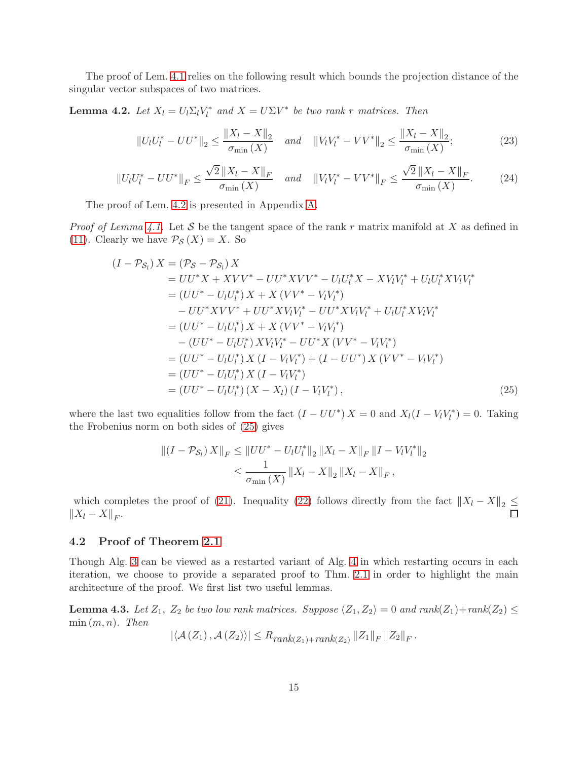The proof of Lem. 4.1 relies on the following result which bounds the projection distance of the singular vector subspaces of two matrices.

**Lemma 4.2.** *Let $X_l = U_l \Sigma_l V_l^*$ and $X = U \Sigma V^*$ be two rank $r$ matrices. Then*

$$\left\| U_l U_l^* - UU^* \right\|_2 \le \frac{\left\| X_l - X \right\|_2}{\sigma_{\min}(X)} \quad \text{and} \quad \left\| V_l V_l^* - VV^* \right\|_2 \le \frac{\left\| X_l - X \right\|_2}{\sigma_{\min}(X)}; \tag{23}$$

$$\left\| U_l U_l^* - UU^* \right\|_F \le \frac{\sqrt{2}\left\| X_l - X \right\|_F}{\sigma_{\min}(X)} \quad \text{and} \quad \left\| V_l V_l^* - VV^* \right\|_F \le \frac{\sqrt{2}\left\| X_l - X \right\|_F}{\sigma_{\min}(X)}. \tag{24}$$

The proof of Lem. 4.2 is presented in Appendix A.

*Proof of Lemma 4.1.* Let $\mathcal{S}$ be the tangent space of the rank $r$ matrix manifold at $X$ as defined in (11). Clearly we have $\mathcal{P}_{\mathcal{S}}(X) = X$. So

$$\begin{aligned}
(I - \mathcal{P}_{\mathcal{S}_l}) X &= (\mathcal{P}_{\mathcal{S}} - \mathcal{P}_{\mathcal{S}_l}) X \\
&= UU^*X + XVV^* - UU^*XVV^* - U_lU_l^*X - XV_lV_l^* + U_lU_l^*XV_lV_l^* \\
&= (UU^* - U_lU_l^*) X + X(VV^* - V_lV_l^*) \\
&\quad - UU^*XVV^* + UU^*XV_lV_l^* - UU^*XV_lV_l^* + U_lU_l^*XV_lV_l^* \\
&= (UU^* - U_lU_l^*) X + X(VV^* - V_lV_l^*) \\
&\quad - (UU^* - U_lU_l^*) XV_lV_l^* - UU^*X(VV^* - V_lV_l^*) \\
&= (UU^* - U_lU_l^*) X (I - V_lV_l^*) + (I - UU^*) X (VV^* - V_lV_l^*) \\
&= (UU^* - U_lU_l^*) X (I - V_lV_l^*) \\
&= (UU^* - U_lU_l^*) (X - X_l) (I - V_lV_l^*),
\end{aligned} \tag{25}$$

where the last two equalities follow from the fact $(I - UU^*) X = 0$ and $X_l(I - V_lV_l^*) = 0$. Taking the Frobenius norm on both sides of (25) gives

$$\begin{aligned}
\left\| (I - \mathcal{P}_{\mathcal{S}_l}) X \right\|_F &\le \left\| UU^* - U_lU_l^* \right\|_2 \left\| X_l - X \right\|_F \left\| I - V_lV_l^* \right\|_2 \\
&\le \frac{1}{\sigma_{\min}(X)} \left\| X_l - X \right\|_2 \left\| X_l - X \right\|_F,
\end{aligned}$$

which completes the proof of (21). Inequality (22) follows directly from the fact $\left\| X_l - X \right\|_2 \le \left\| X_l - X \right\|_F$. $\square$

## 4.2 Proof of Theorem 2.1

Though Alg. 3 can be viewed as a restarted variant of Alg. 4 in which restarting occurs in each iteration, we choose to provide a separated proof to Thm. 2.1 in order to highlight the main architecture of the proof. We first list two useful lemmas.

**Lemma 4.3.** *Let $Z_1$, $Z_2$ be two low rank matrices. Suppose $\langle Z_1, Z_2 \rangle = 0$ and $\text{rank}(Z_1) + \text{rank}(Z_2) \le \min(m, n)$. Then*

$$\left| \langle \mathcal{A}(Z_1), \mathcal{A}(Z_2) \rangle \right| \le R_{\text{rank}(Z_1)+\text{rank}(Z_2)} \left\| Z_1 \right\|_F \left\| Z_2 \right\|_F.$$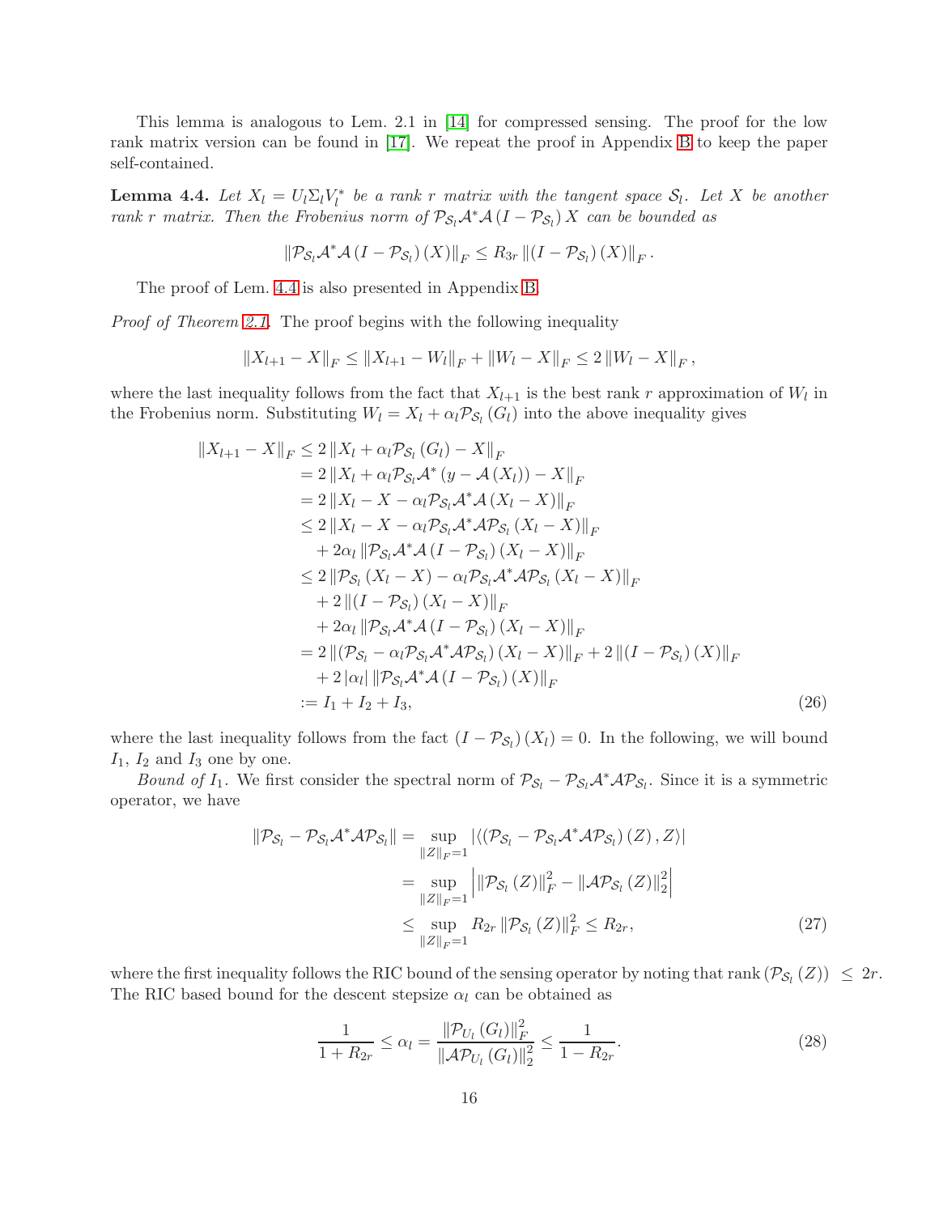This lemma is analogous to Lem. 2.1 in [14] for compressed sensing. The proof for the low rank matrix version can be found in [17]. We repeat the proof in Appendix B to keep the paper self-contained.

**Lemma 4.4.** *Let $X_l = U_l \Sigma_l V_l^*$ be a rank $r$ matrix with the tangent space $\mathcal{S}_l$. Let $X$ be another rank $r$ matrix. Then the Frobenius norm of $\mathcal{P}_{\mathcal{S}_l}\mathcal{A}^*\mathcal{A}\left(I - \mathcal{P}_{\mathcal{S}_l}\right) X$ can be bounded as*

$$\left\|\mathcal{P}_{\mathcal{S}_l}\mathcal{A}^*\mathcal{A}\left(I - \mathcal{P}_{\mathcal{S}_l}\right)(X)\right\|_F \leq R_{3r}\left\|\left(I - \mathcal{P}_{\mathcal{S}_l}\right)(X)\right\|_F.$$

The proof of Lem. 4.4 is also presented in Appendix B.

*Proof of Theorem 2.1.* The proof begins with the following inequality

$$\|X_{l+1} - X\|_F \leq \|X_{l+1} - W_l\|_F + \|W_l - X\|_F \leq 2\|W_l - X\|_F,$$

where the last inequality follows from the fact that $X_{l+1}$ is the best rank $r$ approximation of $W_l$ in the Frobenius norm. Substituting $W_l = X_l + \alpha_l \mathcal{P}_{\mathcal{S}_l}(G_l)$ into the above inequality gives

$$\begin{aligned}
\|X_{l+1} - X\|_F &\leq 2\left\|X_l + \alpha_l \mathcal{P}_{\mathcal{S}_l}(G_l) - X\right\|_F \\
&= 2\left\|X_l + \alpha_l \mathcal{P}_{\mathcal{S}_l}\mathcal{A}^*\left(y - \mathcal{A}(X_l)\right) - X\right\|_F \\
&= 2\left\|X_l - X - \alpha_l \mathcal{P}_{\mathcal{S}_l}\mathcal{A}^*\mathcal{A}(X_l - X)\right\|_F \\
&\leq 2\left\|X_l - X - \alpha_l \mathcal{P}_{\mathcal{S}_l}\mathcal{A}^*\mathcal{A}\mathcal{P}_{\mathcal{S}_l}(X_l - X)\right\|_F \\
&\quad + 2\alpha_l\left\|\mathcal{P}_{\mathcal{S}_l}\mathcal{A}^*\mathcal{A}\left(I - \mathcal{P}_{\mathcal{S}_l}\right)(X_l - X)\right\|_F \\
&\leq 2\left\|\mathcal{P}_{\mathcal{S}_l}(X_l - X) - \alpha_l \mathcal{P}_{\mathcal{S}_l}\mathcal{A}^*\mathcal{A}\mathcal{P}_{\mathcal{S}_l}(X_l - X)\right\|_F \\
&\quad + 2\left\|\left(I - \mathcal{P}_{\mathcal{S}_l}\right)(X_l - X)\right\|_F \\
&\quad + 2\alpha_l\left\|\mathcal{P}_{\mathcal{S}_l}\mathcal{A}^*\mathcal{A}\left(I - \mathcal{P}_{\mathcal{S}_l}\right)(X_l - X)\right\|_F \\
&= 2\left\|\left(\mathcal{P}_{\mathcal{S}_l} - \alpha_l \mathcal{P}_{\mathcal{S}_l}\mathcal{A}^*\mathcal{A}\mathcal{P}_{\mathcal{S}_l}\right)(X_l - X)\right\|_F + 2\left\|\left(I - \mathcal{P}_{\mathcal{S}_l}\right)(X)\right\|_F \\
&\quad + 2|\alpha_l|\left\|\mathcal{P}_{\mathcal{S}_l}\mathcal{A}^*\mathcal{A}\left(I - \mathcal{P}_{\mathcal{S}_l}\right)(X)\right\|_F \\
&:= I_1 + I_2 + I_3,
\end{aligned} \tag{26}$$

where the last inequality follows from the fact $\left(I - \mathcal{P}_{\mathcal{S}_l}\right)(X_l) = 0$. In the following, we will bound $I_1$, $I_2$ and $I_3$ one by one.

*Bound of $I_1$.* We first consider the spectral norm of $\mathcal{P}_{\mathcal{S}_l} - \mathcal{P}_{\mathcal{S}_l}\mathcal{A}^*\mathcal{A}\mathcal{P}_{\mathcal{S}_l}$. Since it is a symmetric operator, we have

$$\begin{aligned}
\left\|\mathcal{P}_{\mathcal{S}_l} - \mathcal{P}_{\mathcal{S}_l}\mathcal{A}^*\mathcal{A}\mathcal{P}_{\mathcal{S}_l}\right\| &= \sup_{\|Z\|_F = 1}\left|\left\langle\left(\mathcal{P}_{\mathcal{S}_l} - \mathcal{P}_{\mathcal{S}_l}\mathcal{A}^*\mathcal{A}\mathcal{P}_{\mathcal{S}_l}\right)(Z), Z\right\rangle\right| \\
&= \sup_{\|Z\|_F = 1}\left|\left\|\mathcal{P}_{\mathcal{S}_l}(Z)\right\|_F^2 - \left\|\mathcal{A}\mathcal{P}_{\mathcal{S}_l}(Z)\right\|_2^2\right| \\
&\leq \sup_{\|Z\|_F = 1} R_{2r}\left\|\mathcal{P}_{\mathcal{S}_l}(Z)\right\|_F^2 \leq R_{2r},
\end{aligned} \tag{27}$$

where the first inequality follows the RIC bound of the sensing operator by noting that $\operatorname{rank}\left(\mathcal{P}_{\mathcal{S}_l}(Z)\right) \leq 2r$. The RIC based bound for the descent stepsize $\alpha_l$ can be obtained as

$$\frac{1}{1 + R_{2r}} \leq \alpha_l = \frac{\left\|\mathcal{P}_{U_l}(G_l)\right\|_F^2}{\left\|\mathcal{A}\mathcal{P}_{U_l}(G_l)\right\|_2^2} \leq \frac{1}{1 - R_{2r}}. \tag{28}$$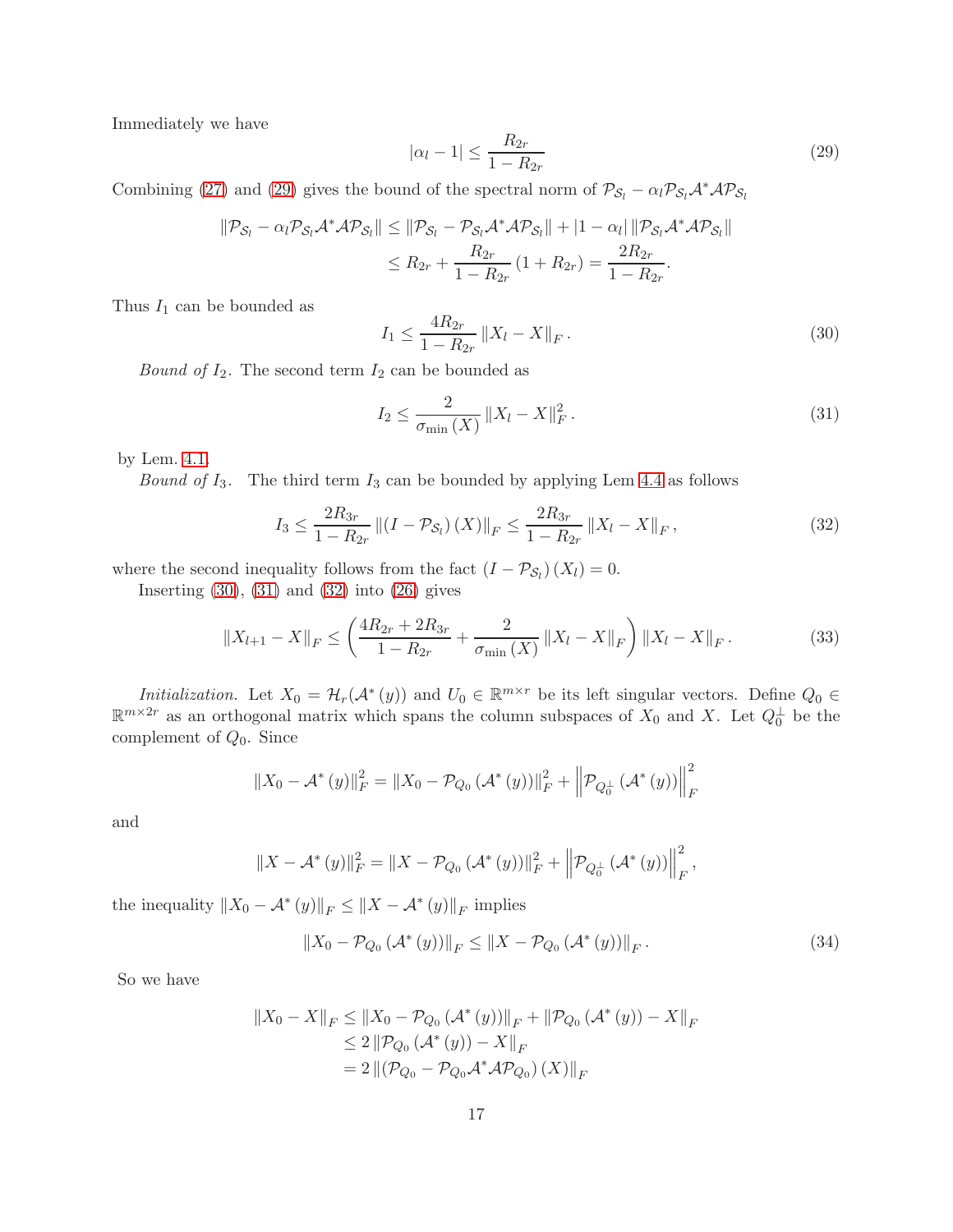Immediately we have

$$|\alpha_l - 1| \leq \frac{R_{2r}}{1 - R_{2r}} \tag{29}$$

Combining (27) and (29) gives the bound of the spectral norm of $\mathcal{P}_{\mathcal{S}_l} - \alpha_l \mathcal{P}_{\mathcal{S}_l}\mathcal{A}^*\mathcal{A}\mathcal{P}_{\mathcal{S}_l}$

$$\begin{aligned}
\|\mathcal{P}_{\mathcal{S}_l} - \alpha_l \mathcal{P}_{\mathcal{S}_l}\mathcal{A}^*\mathcal{A}\mathcal{P}_{\mathcal{S}_l}\| &\leq \|\mathcal{P}_{\mathcal{S}_l} - \mathcal{P}_{\mathcal{S}_l}\mathcal{A}^*\mathcal{A}\mathcal{P}_{\mathcal{S}_l}\| + |1-\alpha_l| \, \|\mathcal{P}_{\mathcal{S}_l}\mathcal{A}^*\mathcal{A}\mathcal{P}_{\mathcal{S}_l}\| \\
&\leq R_{2r} + \frac{R_{2r}}{1-R_{2r}}\left(1 + R_{2r}\right) = \frac{2R_{2r}}{1-R_{2r}}.
\end{aligned}$$

Thus $I_1$ can be bounded as

$$I_1 \leq \frac{4R_{2r}}{1-R_{2r}} \|X_l - X\|_F \,. \tag{30}$$

*Bound of $I_2$.* The second term $I_2$ can be bounded as

$$I_2 \leq \frac{2}{\sigma_{\min}(X)} \|X_l - X\|_F^2 \,. \tag{31}$$

by Lem. 4.1.

*Bound of $I_3$.* The third term $I_3$ can be bounded by applying Lem 4.4 as follows

$$I_3 \leq \frac{2R_{3r}}{1-R_{2r}} \left\|\left(I - \mathcal{P}_{\mathcal{S}_l}\right)(X)\right\|_F \leq \frac{2R_{3r}}{1-R_{2r}} \|X_l - X\|_F \,, \tag{32}$$

where the second inequality follows from the fact $\left(I - \mathcal{P}_{\mathcal{S}_l}\right)(X_l) = 0$.

Inserting (30), (31) and (32) into (26) gives

$$\|X_{l+1} - X\|_F \leq \left(\frac{4R_{2r} + 2R_{3r}}{1-R_{2r}} + \frac{2}{\sigma_{\min}(X)} \|X_l - X\|_F\right) \|X_l - X\|_F \,. \tag{33}$$

*Initialization.* Let $X_0 = \mathcal{H}_r(\mathcal{A}^*(y))$ and $U_0 \in \mathbb{R}^{m\times r}$ be its left singular vectors. Define $Q_0 \in \mathbb{R}^{m\times 2r}$ as an orthogonal matrix which spans the column subspaces of $X_0$ and $X$. Let $Q_0^\perp$ be the complement of $Q_0$. Since

$$\|X_0 - \mathcal{A}^*(y)\|_F^2 = \|X_0 - \mathcal{P}_{Q_0}(\mathcal{A}^*(y))\|_F^2 + \left\|\mathcal{P}_{Q_0^\perp}(\mathcal{A}^*(y))\right\|_F^2$$

and

$$\|X - \mathcal{A}^*(y)\|_F^2 = \|X - \mathcal{P}_{Q_0}(\mathcal{A}^*(y))\|_F^2 + \left\|\mathcal{P}_{Q_0^\perp}(\mathcal{A}^*(y))\right\|_F^2,$$

the inequality $\|X_0 - \mathcal{A}^*(y)\|_F \leq \|X - \mathcal{A}^*(y)\|_F$ implies

$$\|X_0 - \mathcal{P}_{Q_0}(\mathcal{A}^*(y))\|_F \leq \|X - \mathcal{P}_{Q_0}(\mathcal{A}^*(y))\|_F \,. \tag{34}$$

So we have

$$\begin{aligned}
\|X_0 - X\|_F &\leq \|X_0 - \mathcal{P}_{Q_0}(\mathcal{A}^*(y))\|_F + \|\mathcal{P}_{Q_0}(\mathcal{A}^*(y)) - X\|_F \\
&\leq 2\,\|\mathcal{P}_{Q_0}(\mathcal{A}^*(y)) - X\|_F \\
&= 2\,\|\left(\mathcal{P}_{Q_0} - \mathcal{P}_{Q_0}\mathcal{A}^*\mathcal{A}\mathcal{P}_{Q_0}\right)(X)\|_F
\end{aligned}$$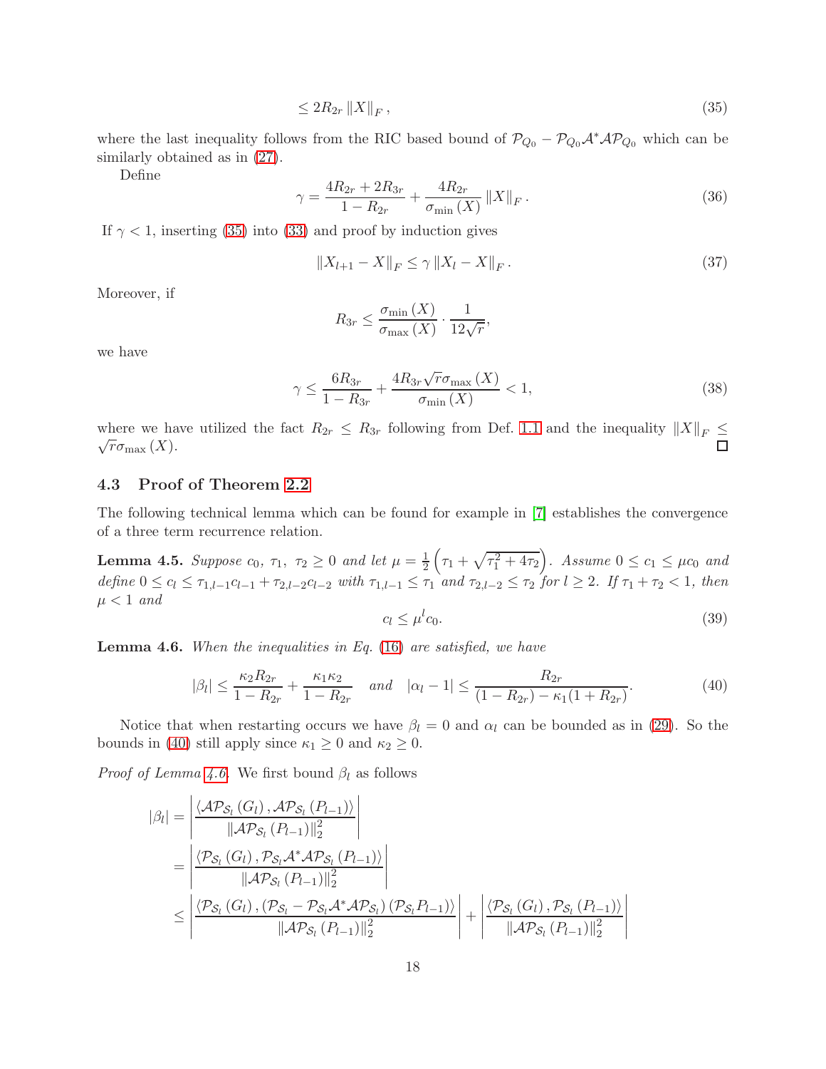$$\leq 2R_{2r} \|X\|_F, \tag{35}$$

where the last inequality follows from the RIC based bound of $\mathcal{P}_{Q_0} - \mathcal{P}_{Q_0}\mathcal{A}^*\mathcal{A}\mathcal{P}_{Q_0}$ which can be similarly obtained as in (27).

Define

$$\gamma = \frac{4R_{2r} + 2R_{3r}}{1 - R_{2r}} + \frac{4R_{2r}}{\sigma_{\min}(X)} \|X\|_F. \tag{36}$$

If $\gamma < 1$, inserting (35) into (33) and proof by induction gives

$$\|X_{l+1} - X\|_F \leq \gamma \|X_l - X\|_F. \tag{37}$$

Moreover, if

$$R_{3r} \leq \frac{\sigma_{\min}(X)}{\sigma_{\max}(X)} \cdot \frac{1}{12\sqrt{r}},$$

we have

$$\gamma \leq \frac{6R_{3r}}{1 - R_{3r}} + \frac{4R_{3r}\sqrt{r}\sigma_{\max}(X)}{\sigma_{\min}(X)} < 1, \tag{38}$$

where we have utilized the fact $R_{2r} \leq R_{3r}$ following from Def. 1.1 and the inequality $\|X\|_F \leq \sqrt{r}\sigma_{\max}(X)$. ☐

### 4.3 Proof of Theorem 2.2

The following technical lemma which can be found for example in [7] establishes the convergence of a three term recurrence relation.

**Lemma 4.5.** *Suppose $c_0$, $\tau_1$, $\tau_2 \geq 0$ and let $\mu = \frac{1}{2}\left(\tau_1 + \sqrt{\tau_1^2 + 4\tau_2}\right)$. Assume $0 \leq c_1 \leq \mu c_0$ and define $0 \leq c_l \leq \tau_{1,l-1}c_{l-1} + \tau_{2,l-2}c_{l-2}$ with $\tau_{1,l-1} \leq \tau_1$ and $\tau_{2,l-2} \leq \tau_2$ for $l \geq 2$. If $\tau_1 + \tau_2 < 1$, then $\mu < 1$ and*

$$c_l \leq \mu^l c_0. \tag{39}$$

**Lemma 4.6.** *When the inequalities in Eq. (16) are satisfied, we have*

$$|\beta_l| \leq \frac{\kappa_2 R_{2r}}{1 - R_{2r}} + \frac{\kappa_1 \kappa_2}{1 - R_{2r}} \quad \text{and} \quad |\alpha_l - 1| \leq \frac{R_{2r}}{(1 - R_{2r}) - \kappa_1(1 + R_{2r})}. \tag{40}$$

Notice that when restarting occurs we have $\beta_l = 0$ and $\alpha_l$ can be bounded as in (29). So the bounds in (40) still apply since $\kappa_1 \geq 0$ and $\kappa_2 \geq 0$.

*Proof of Lemma 4.6.* We first bound $\beta_l$ as follows

$$\begin{aligned}
|\beta_l| &= \left| \frac{\langle \mathcal{A}\mathcal{P}_{\mathcal{S}_l}(G_l), \mathcal{A}\mathcal{P}_{\mathcal{S}_l}(P_{l-1}) \rangle}{\|\mathcal{A}\mathcal{P}_{\mathcal{S}_l}(P_{l-1})\|_2^2} \right| \\
&= \left| \frac{\langle \mathcal{P}_{\mathcal{S}_l}(G_l), \mathcal{P}_{\mathcal{S}_l}\mathcal{A}^*\mathcal{A}\mathcal{P}_{\mathcal{S}_l}(P_{l-1}) \rangle}{\|\mathcal{A}\mathcal{P}_{\mathcal{S}_l}(P_{l-1})\|_2^2} \right| \\
&\leq \left| \frac{\langle \mathcal{P}_{\mathcal{S}_l}(G_l), (\mathcal{P}_{\mathcal{S}_l} - \mathcal{P}_{\mathcal{S}_l}\mathcal{A}^*\mathcal{A}\mathcal{P}_{\mathcal{S}_l})(\mathcal{P}_{\mathcal{S}_l}P_{l-1}) \rangle}{\|\mathcal{A}\mathcal{P}_{\mathcal{S}_l}(P_{l-1})\|_2^2} \right| + \left| \frac{\langle \mathcal{P}_{\mathcal{S}_l}(G_l), \mathcal{P}_{\mathcal{S}_l}(P_{l-1}) \rangle}{\|\mathcal{A}\mathcal{P}_{\mathcal{S}_l}(P_{l-1})\|_2^2} \right|
\end{aligned}$$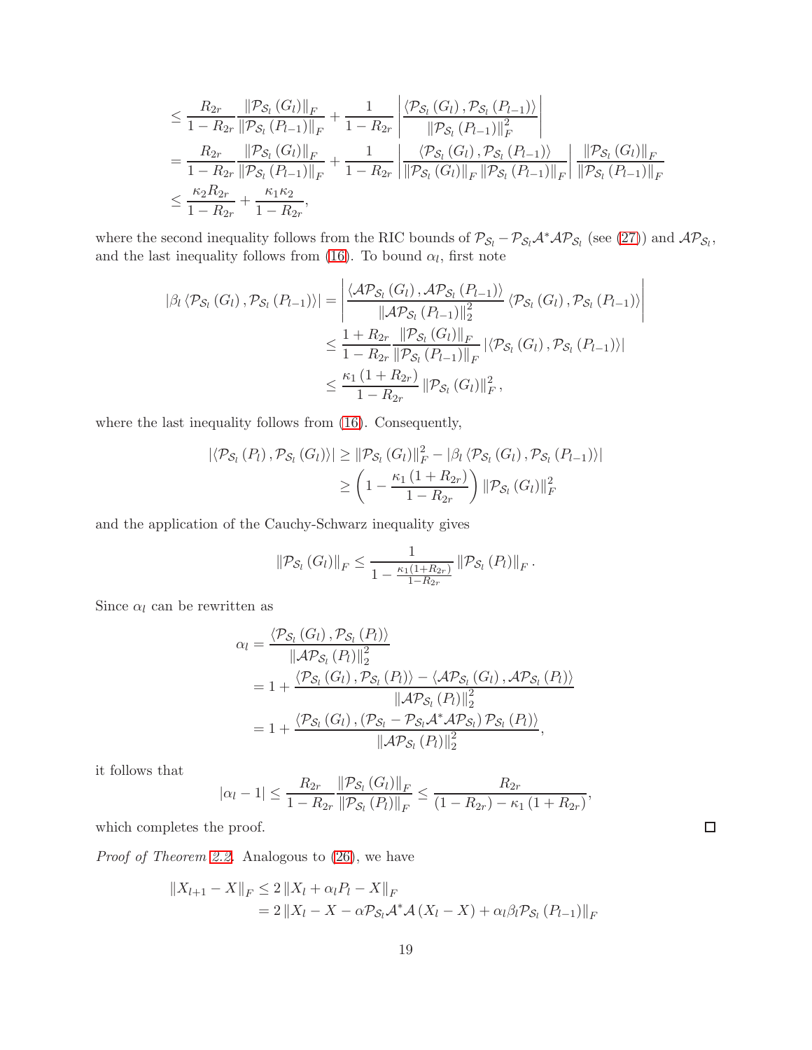$$
\begin{aligned}
&\leq \frac{R_{2r}}{1-R_{2r}} \frac{\left\|\mathcal{P}_{\mathcal{S}_l}\left(G_l\right)\right\|_F}{\left\|\mathcal{P}_{\mathcal{S}_l}\left(P_{l-1}\right)\right\|_F} + \frac{1}{1-R_{2r}} \left| \frac{\left\langle \mathcal{P}_{\mathcal{S}_l}\left(G_l\right), \mathcal{P}_{\mathcal{S}_l}\left(P_{l-1}\right)\right\rangle}{\left\|\mathcal{P}_{\mathcal{S}_l}\left(P_{l-1}\right)\right\|_F^2} \right| \\
&= \frac{R_{2r}}{1-R_{2r}} \frac{\left\|\mathcal{P}_{\mathcal{S}_l}\left(G_l\right)\right\|_F}{\left\|\mathcal{P}_{\mathcal{S}_l}\left(P_{l-1}\right)\right\|_F} + \frac{1}{1-R_{2r}} \left| \frac{\left\langle \mathcal{P}_{\mathcal{S}_l}\left(G_l\right), \mathcal{P}_{\mathcal{S}_l}\left(P_{l-1}\right)\right\rangle}{\left\|\mathcal{P}_{\mathcal{S}_l}\left(G_l\right)\right\|_F \left\|\mathcal{P}_{\mathcal{S}_l}\left(P_{l-1}\right)\right\|_F} \right| \frac{\left\|\mathcal{P}_{\mathcal{S}_l}\left(G_l\right)\right\|_F}{\left\|\mathcal{P}_{\mathcal{S}_l}\left(P_{l-1}\right)\right\|_F} \\
&\leq \frac{\kappa_2 R_{2r}}{1-R_{2r}} + \frac{\kappa_1 \kappa_2}{1-R_{2r}},
\end{aligned}
$$

where the second inequality follows from the RIC bounds of $\mathcal{P}_{\mathcal{S}_l} - \mathcal{P}_{\mathcal{S}_l}\mathcal{A}^*\mathcal{A}\mathcal{P}_{\mathcal{S}_l}$ (see (27)) and $\mathcal{A}\mathcal{P}_{\mathcal{S}_l}$, and the last inequality follows from (16). To bound $\alpha_l$, first note

$$
\begin{aligned}
\left|\beta_l \left\langle \mathcal{P}_{\mathcal{S}_l}\left(G_l\right), \mathcal{P}_{\mathcal{S}_l}\left(P_{l-1}\right)\right\rangle\right| &= \left| \frac{\left\langle \mathcal{A}\mathcal{P}_{\mathcal{S}_l}\left(G_l\right), \mathcal{A}\mathcal{P}_{\mathcal{S}_l}\left(P_{l-1}\right)\right\rangle}{\left\|\mathcal{A}\mathcal{P}_{\mathcal{S}_l}\left(P_{l-1}\right)\right\|_2^2} \left\langle \mathcal{P}_{\mathcal{S}_l}\left(G_l\right), \mathcal{P}_{\mathcal{S}_l}\left(P_{l-1}\right)\right\rangle \right| \\
&\leq \frac{1+R_{2r}}{1-R_{2r}} \frac{\left\|\mathcal{P}_{\mathcal{S}_l}\left(G_l\right)\right\|_F}{\left\|\mathcal{P}_{\mathcal{S}_l}\left(P_{l-1}\right)\right\|_F} \left|\left\langle \mathcal{P}_{\mathcal{S}_l}\left(G_l\right), \mathcal{P}_{\mathcal{S}_l}\left(P_{l-1}\right)\right\rangle\right| \\
&\leq \frac{\kappa_1\left(1+R_{2r}\right)}{1-R_{2r}} \left\|\mathcal{P}_{\mathcal{S}_l}\left(G_l\right)\right\|_F^2,
\end{aligned}
$$

where the last inequality follows from (16). Consequently,

$$
\begin{aligned}
\left|\left\langle \mathcal{P}_{\mathcal{S}_l}\left(P_l\right), \mathcal{P}_{\mathcal{S}_l}\left(G_l\right)\right\rangle\right| &\geq \left\|\mathcal{P}_{\mathcal{S}_l}\left(G_l\right)\right\|_F^2 - \left|\beta_l \left\langle \mathcal{P}_{\mathcal{S}_l}\left(G_l\right), \mathcal{P}_{\mathcal{S}_l}\left(P_{l-1}\right)\right\rangle\right| \\
&\geq \left(1 - \frac{\kappa_1\left(1+R_{2r}\right)}{1-R_{2r}}\right) \left\|\mathcal{P}_{\mathcal{S}_l}\left(G_l\right)\right\|_F^2
\end{aligned}
$$

and the application of the Cauchy-Schwarz inequality gives

$$
\left\|\mathcal{P}_{\mathcal{S}_l}\left(G_l\right)\right\|_F \leq \frac{1}{1 - \frac{\kappa_1\left(1+R_{2r}\right)}{1-R_{2r}}} \left\|\mathcal{P}_{\mathcal{S}_l}\left(P_l\right)\right\|_F.
$$

Since $\alpha_l$ can be rewritten as

$$
\begin{aligned}
\alpha_l &= \frac{\left\langle \mathcal{P}_{\mathcal{S}_l}\left(G_l\right), \mathcal{P}_{\mathcal{S}_l}\left(P_l\right)\right\rangle}{\left\|\mathcal{A}\mathcal{P}_{\mathcal{S}_l}\left(P_l\right)\right\|_2^2} \\
&= 1 + \frac{\left\langle \mathcal{P}_{\mathcal{S}_l}\left(G_l\right), \mathcal{P}_{\mathcal{S}_l}\left(P_l\right)\right\rangle - \left\langle \mathcal{A}\mathcal{P}_{\mathcal{S}_l}\left(G_l\right), \mathcal{A}\mathcal{P}_{\mathcal{S}_l}\left(P_l\right)\right\rangle}{\left\|\mathcal{A}\mathcal{P}_{\mathcal{S}_l}\left(P_l\right)\right\|_2^2} \\
&= 1 + \frac{\left\langle \mathcal{P}_{\mathcal{S}_l}\left(G_l\right), \left(\mathcal{P}_{\mathcal{S}_l} - \mathcal{P}_{\mathcal{S}_l}\mathcal{A}^*\mathcal{A}\mathcal{P}_{\mathcal{S}_l}\right)\mathcal{P}_{\mathcal{S}_l}\left(P_l\right)\right\rangle}{\left\|\mathcal{A}\mathcal{P}_{\mathcal{S}_l}\left(P_l\right)\right\|_2^2},
\end{aligned}
$$

it follows that

$$
\left|\alpha_l - 1\right| \leq \frac{R_{2r}}{1-R_{2r}} \frac{\left\|\mathcal{P}_{\mathcal{S}_l}\left(G_l\right)\right\|_F}{\left\|\mathcal{P}_{\mathcal{S}_l}\left(P_l\right)\right\|_F} \leq \frac{R_{2r}}{\left(1-R_{2r}\right) - \kappa_1\left(1+R_{2r}\right)},
$$

which completes the proof. ∎

*Proof of Theorem 2.2.* Analogous to (26), we have

$$
\begin{aligned}
\left\|X_{l+1} - X\right\|_F &\leq 2\left\|X_l + \alpha_l P_l - X\right\|_F \\
&= 2\left\|X_l - X - \alpha \mathcal{P}_{\mathcal{S}_l}\mathcal{A}^*\mathcal{A}\left(X_l - X\right) + \alpha_l \beta_l \mathcal{P}_{\mathcal{S}_l}\left(P_{l-1}\right)\right\|_F
\end{aligned}
$$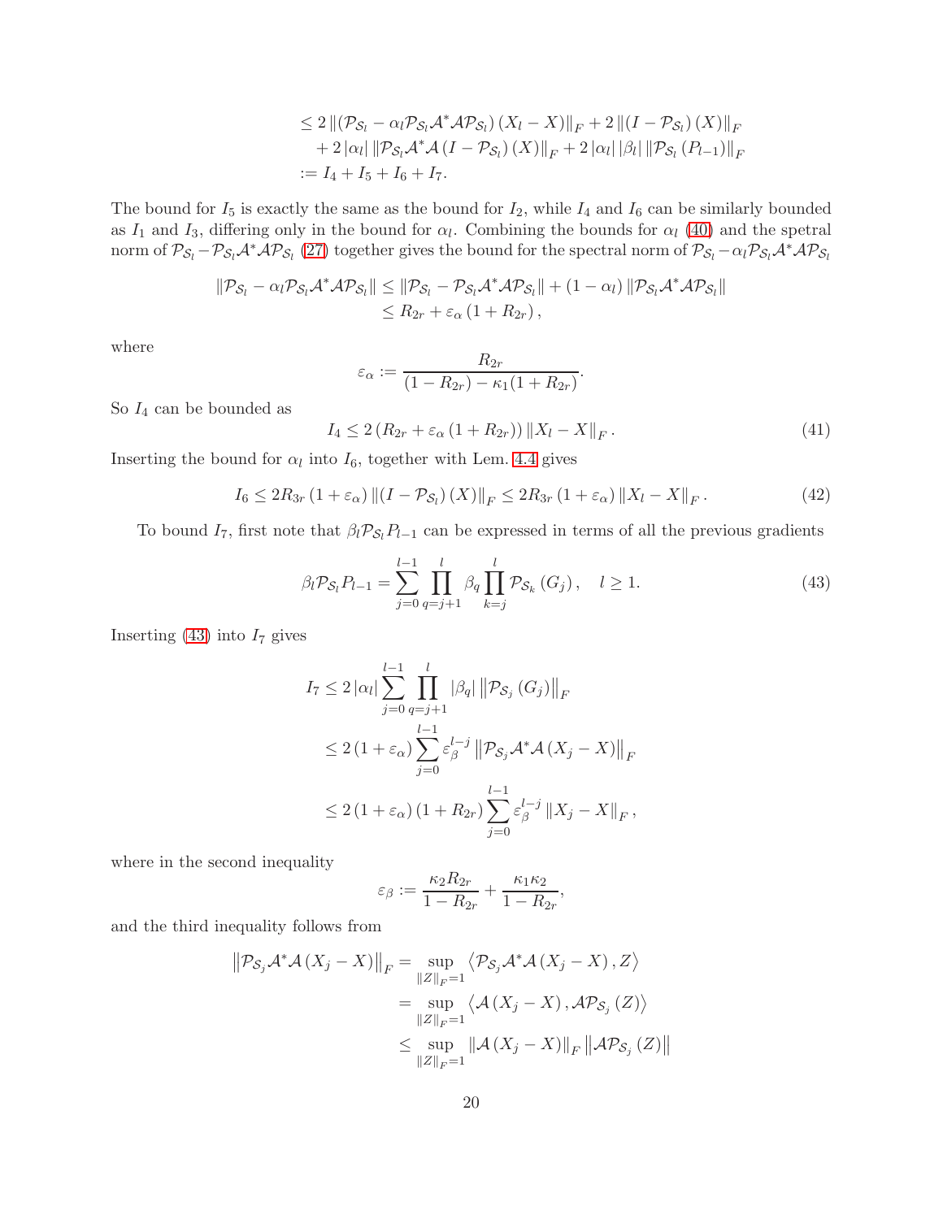$$
\begin{aligned}
&\leq 2\left\|\left(\mathcal{P}_{\mathcal{S}_l}-\alpha_l \mathcal{P}_{\mathcal{S}_l}\mathcal{A}^*\mathcal{A}\mathcal{P}_{\mathcal{S}_l}\right)(X_l-X)\right\|_F+2\left\|\left(I-\mathcal{P}_{\mathcal{S}_l}\right)(X)\right\|_F \\
&\quad +2\left|\alpha_l\right|\left\|\mathcal{P}_{\mathcal{S}_l}\mathcal{A}^*\mathcal{A}\left(I-\mathcal{P}_{\mathcal{S}_l}\right)(X)\right\|_F+2\left|\alpha_l\right|\left|\beta_l\right|\left\|\mathcal{P}_{\mathcal{S}_l}\left(P_{l-1}\right)\right\|_F \\
&:= I_4+I_5+I_6+I_7.
\end{aligned}
$$

The bound for $I_5$ is exactly the same as the bound for $I_2$, while $I_4$ and $I_6$ can be similarly bounded as $I_1$ and $I_3$, differing only in the bound for $\alpha_l$. Combining the bounds for $\alpha_l$ (40) and the spetral norm of $\mathcal{P}_{\mathcal{S}_l}-\mathcal{P}_{\mathcal{S}_l}\mathcal{A}^*\mathcal{A}\mathcal{P}_{\mathcal{S}_l}$ (27) together gives the bound for the spectral norm of $\mathcal{P}_{\mathcal{S}_l}-\alpha_l\mathcal{P}_{\mathcal{S}_l}\mathcal{A}^*\mathcal{A}\mathcal{P}_{\mathcal{S}_l}$

$$
\begin{aligned}
\left\|\mathcal{P}_{\mathcal{S}_l}-\alpha_l\mathcal{P}_{\mathcal{S}_l}\mathcal{A}^*\mathcal{A}\mathcal{P}_{\mathcal{S}_l}\right\| &\leq \left\|\mathcal{P}_{\mathcal{S}_l}-\mathcal{P}_{\mathcal{S}_l}\mathcal{A}^*\mathcal{A}\mathcal{P}_{\mathcal{S}_l}\right\|+\left(1-\alpha_l\right)\left\|\mathcal{P}_{\mathcal{S}_l}\mathcal{A}^*\mathcal{A}\mathcal{P}_{\mathcal{S}_l}\right\| \\
&\leq R_{2r}+\varepsilon_\alpha\left(1+R_{2r}\right),
\end{aligned}
$$

where

$$
\varepsilon_\alpha := \frac{R_{2r}}{\left(1-R_{2r}\right)-\kappa_1(1+R_{2r})}.
$$

So $I_4$ can be bounded as

$$
I_4 \leq 2\left(R_{2r}+\varepsilon_\alpha\left(1+R_{2r}\right)\right)\left\|X_l-X\right\|_F. \tag{41}
$$

Inserting the bound for $\alpha_l$ into $I_6$, together with Lem. 4.4 gives

$$
I_6 \leq 2R_{3r}\left(1+\varepsilon_\alpha\right)\left\|\left(I-\mathcal{P}_{\mathcal{S}_l}\right)(X)\right\|_F \leq 2R_{3r}\left(1+\varepsilon_\alpha\right)\left\|X_l-X\right\|_F. \tag{42}
$$

To bound $I_7$, first note that $\beta_l\mathcal{P}_{\mathcal{S}_l}P_{l-1}$ can be expressed in terms of all the previous gradients

$$
\beta_l\mathcal{P}_{\mathcal{S}_l}P_{l-1}=\sum_{j=0}^{l-1}\prod_{q=j+1}^{l}\beta_q\prod_{k=j}^{l}\mathcal{P}_{\mathcal{S}_k}\left(G_j\right), \quad l\geq 1. \tag{43}
$$

Inserting (43) into $I_7$ gives

$$
\begin{aligned}
I_7 &\leq 2\left|\alpha_l\right|\sum_{j=0}^{l-1}\prod_{q=j+1}^{l}\left|\beta_q\right|\left\|\mathcal{P}_{\mathcal{S}_j}\left(G_j\right)\right\|_F \\
&\leq 2\left(1+\varepsilon_\alpha\right)\sum_{j=0}^{l-1}\varepsilon_\beta^{l-j}\left\|\mathcal{P}_{\mathcal{S}_j}\mathcal{A}^*\mathcal{A}\left(X_j-X\right)\right\|_F \\
&\leq 2\left(1+\varepsilon_\alpha\right)\left(1+R_{2r}\right)\sum_{j=0}^{l-1}\varepsilon_\beta^{l-j}\left\|X_j-X\right\|_F,
\end{aligned}
$$

where in the second inequality

$$
\varepsilon_\beta := \frac{\kappa_2 R_{2r}}{1-R_{2r}}+\frac{\kappa_1\kappa_2}{1-R_{2r}},
$$

and the third inequality follows from

$$
\begin{aligned}
\left\|\mathcal{P}_{\mathcal{S}_j}\mathcal{A}^*\mathcal{A}\left(X_j-X\right)\right\|_F &= \sup_{\|Z\|_F=1}\left\langle \mathcal{P}_{\mathcal{S}_j}\mathcal{A}^*\mathcal{A}\left(X_j-X\right), Z\right\rangle \\
&= \sup_{\|Z\|_F=1}\left\langle \mathcal{A}\left(X_j-X\right), \mathcal{A}\mathcal{P}_{\mathcal{S}_j}(Z)\right\rangle \\
&\leq \sup_{\|Z\|_F=1}\left\|\mathcal{A}\left(X_j-X\right)\right\|_F\left\|\mathcal{A}\mathcal{P}_{\mathcal{S}_j}(Z)\right\|
\end{aligned}
$$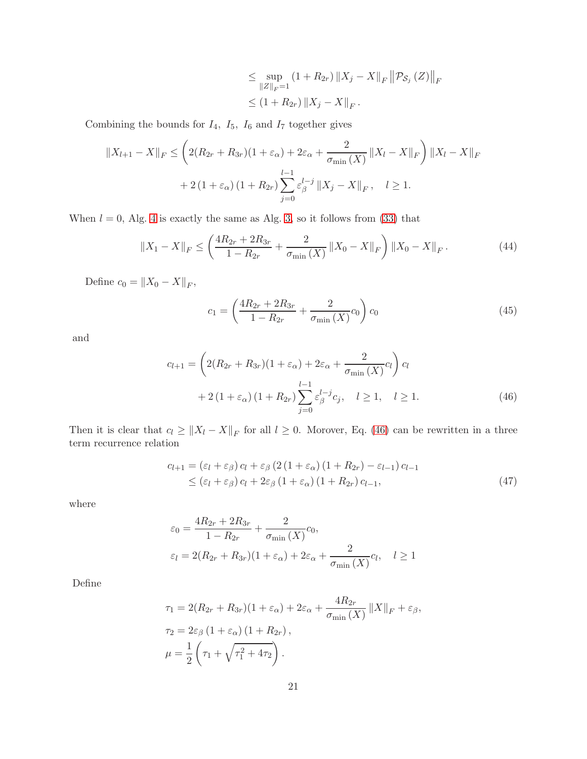$$
\begin{aligned}
&\leq \sup_{\|Z\|_F=1} (1+R_{2r}) \|X_j - X\|_F \left\|\mathcal{P}_{\mathcal{S}_j}(Z)\right\|_F \\
&\leq (1+R_{2r}) \|X_j - X\|_F .
\end{aligned}
$$

Combining the bounds for $I_4,\ I_5,\ I_6$ and $I_7$ together gives

$$
\begin{aligned}
\|X_{l+1} - X\|_F \leq &\left(2(R_{2r}+R_{3r})(1+\varepsilon_\alpha) + 2\varepsilon_\alpha + \frac{2}{\sigma_{\min}(X)} \|X_l - X\|_F\right) \|X_l - X\|_F \\
&+ 2(1+\varepsilon_\alpha)(1+R_{2r}) \sum_{j=0}^{l-1} \varepsilon_\beta^{l-j} \|X_j - X\|_F , \quad l \geq 1.
\end{aligned}
$$

When $l=0$, Alg. 4 is exactly the same as Alg. 3, so it follows from (33) that

$$
\|X_1 - X\|_F \leq \left(\frac{4R_{2r}+2R_{3r}}{1-R_{2r}} + \frac{2}{\sigma_{\min}(X)} \|X_0 - X\|_F\right) \|X_0 - X\|_F . \tag{44}
$$

Define $c_0 = \|X_0 - X\|_F$,

$$
c_1 = \left(\frac{4R_{2r}+2R_{3r}}{1-R_{2r}} + \frac{2}{\sigma_{\min}(X)} c_0\right) c_0 \tag{45}
$$

and

$$
\begin{aligned}
c_{l+1} = &\left(2(R_{2r}+R_{3r})(1+\varepsilon_\alpha) + 2\varepsilon_\alpha + \frac{2}{\sigma_{\min}(X)} c_l\right) c_l \\
&+ 2(1+\varepsilon_\alpha)(1+R_{2r}) \sum_{j=0}^{l-1} \varepsilon_\beta^{l-j} c_j, \quad l \geq 1, \quad l \geq 1.
\end{aligned} \tag{46}
$$

Then it is clear that $c_l \geq \|X_l - X\|_F$ for all $l \geq 0$. Morover, Eq. (46) can be rewritten in a three term recurrence relation

$$
\begin{aligned}
c_{l+1} &= (\varepsilon_l + \varepsilon_\beta) c_l + \varepsilon_\beta \left(2(1+\varepsilon_\alpha)(1+R_{2r}) - \varepsilon_{l-1}\right) c_{l-1} \\
&\leq (\varepsilon_l + \varepsilon_\beta) c_l + 2\varepsilon_\beta (1+\varepsilon_\alpha)(1+R_{2r}) c_{l-1},
\end{aligned} \tag{47}
$$

where

$$
\begin{aligned}
&\varepsilon_0 = \frac{4R_{2r}+2R_{3r}}{1-R_{2r}} + \frac{2}{\sigma_{\min}(X)} c_0, \\
&\varepsilon_l = 2(R_{2r}+R_{3r})(1+\varepsilon_\alpha) + 2\varepsilon_\alpha + \frac{2}{\sigma_{\min}(X)} c_l, \quad l \geq 1
\end{aligned}
$$

Define

$$
\begin{aligned}
&\tau_1 = 2(R_{2r}+R_{3r})(1+\varepsilon_\alpha) + 2\varepsilon_\alpha + \frac{4R_{2r}}{\sigma_{\min}(X)} \|X\|_F + \varepsilon_\beta, \\
&\tau_2 = 2\varepsilon_\beta (1+\varepsilon_\alpha)(1+R_{2r}), \\
&\mu = \frac{1}{2}\left(\tau_1 + \sqrt{\tau_1^2 + 4\tau_2}\right).
\end{aligned}
$$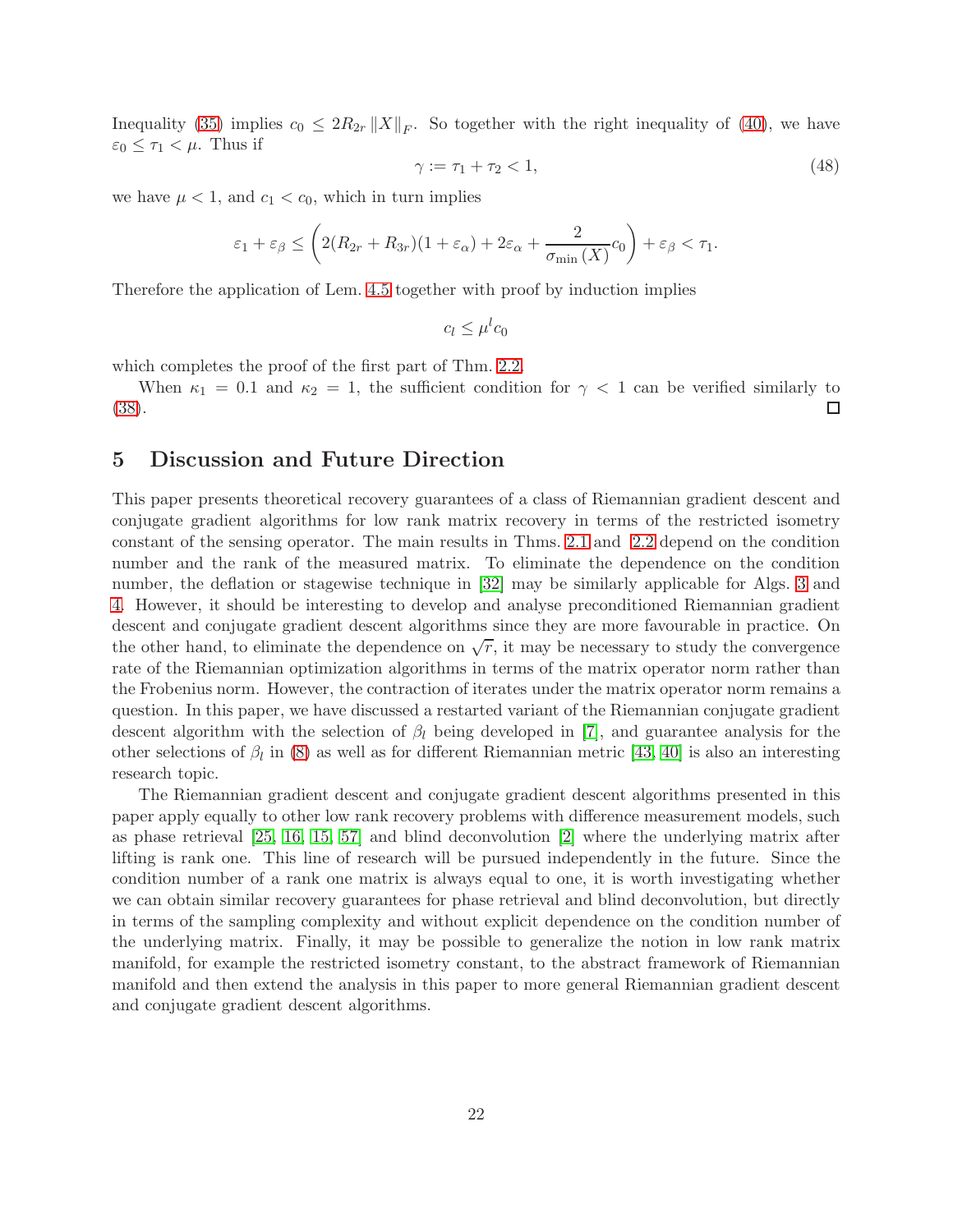Inequality (35) implies $c_0 \leq 2R_{2r} \|X\|_F$. So together with the right inequality of (40), we have $\varepsilon_0 \leq \tau_1 < \mu$. Thus if

$$\gamma := \tau_1 + \tau_2 < 1, \tag{48}$$

we have $\mu < 1$, and $c_1 < c_0$, which in turn implies

$$\varepsilon_1 + \varepsilon_\beta \leq \left( 2(R_{2r} + R_{3r})(1 + \varepsilon_\alpha) + 2\varepsilon_\alpha + \frac{2}{\sigma_{\min}(X)} c_0 \right) + \varepsilon_\beta < \tau_1.$$

Therefore the application of Lem. 4.5 together with proof by induction implies

$$c_l \leq \mu^l c_0$$

which completes the proof of the first part of Thm. 2.2.

When $\kappa_1 = 0.1$ and $\kappa_2 = 1$, the sufficient condition for $\gamma < 1$ can be verified similarly to (38). □

# 5 Discussion and Future Direction

This paper presents theoretical recovery guarantees of a class of Riemannian gradient descent and conjugate gradient algorithms for low rank matrix recovery in terms of the restricted isometry constant of the sensing operator. The main results in Thms. 2.1 and 2.2 depend on the condition number and the rank of the measured matrix. To eliminate the dependence on the condition number, the deflation or stagewise technique in [32] may be similarly applicable for Algs. 3 and 4. However, it should be interesting to develop and analyse preconditioned Riemannian gradient descent and conjugate gradient descent algorithms since they are more favourable in practice. On the other hand, to eliminate the dependence on $\sqrt{r}$, it may be necessary to study the convergence rate of the Riemannian optimization algorithms in terms of the matrix operator norm rather than the Frobenius norm. However, the contraction of iterates under the matrix operator norm remains a question. In this paper, we have discussed a restarted variant of the Riemannian conjugate gradient descent algorithm with the selection of $\beta_l$ being developed in [7], and guarantee analysis for the other selections of $\beta_l$ in (8) as well as for different Riemannian metric [43, 40] is also an interesting research topic.

The Riemannian gradient descent and conjugate gradient descent algorithms presented in this paper apply equally to other low rank recovery problems with difference measurement models, such as phase retrieval [25, 16, 15, 57] and blind deconvolution [2] where the underlying matrix after lifting is rank one. This line of research will be pursued independently in the future. Since the condition number of a rank one matrix is always equal to one, it is worth investigating whether we can obtain similar recovery guarantees for phase retrieval and blind deconvolution, but directly in terms of the sampling complexity and without explicit dependence on the condition number of the underlying matrix. Finally, it may be possible to generalize the notion in low rank matrix manifold, for example the restricted isometry constant, to the abstract framework of Riemannian manifold and then extend the analysis in this paper to more general Riemannian gradient descent and conjugate gradient descent algorithms.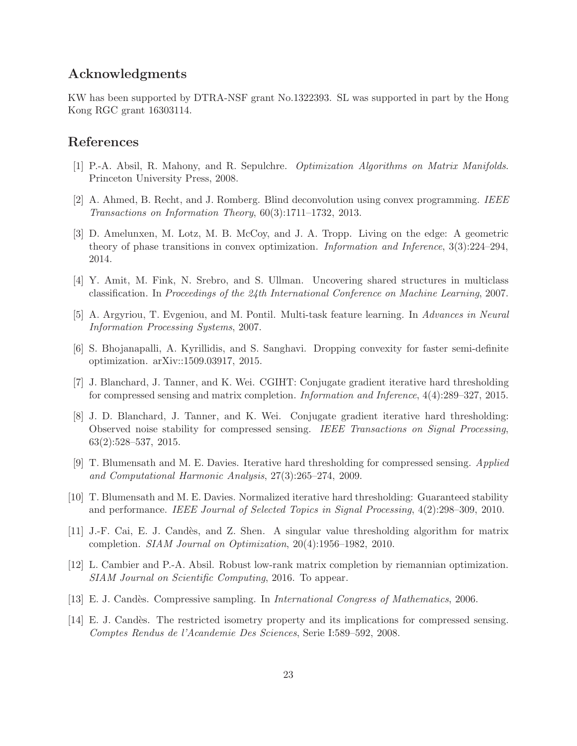## Acknowledgments

KW has been supported by DTRA-NSF grant No.1322393. SL was supported in part by the Hong Kong RGC grant 16303114.

## References

[1] P.-A. Absil, R. Mahony, and R. Sepulchre. *Optimization Algorithms on Matrix Manifolds*. Princeton University Press, 2008.

[2] A. Ahmed, B. Recht, and J. Romberg. Blind deconvolution using convex programming. *IEEE Transactions on Information Theory*, 60(3):1711–1732, 2013.

[3] D. Amelunxen, M. Lotz, M. B. McCoy, and J. A. Tropp. Living on the edge: A geometric theory of phase transitions in convex optimization. *Information and Inference*, 3(3):224–294, 2014.

[4] Y. Amit, M. Fink, N. Srebro, and S. Ullman. Uncovering shared structures in multiclass classification. In *Proceedings of the 24th International Conference on Machine Learning*, 2007.

[5] A. Argyriou, T. Evgeniou, and M. Pontil. Multi-task feature learning. In *Advances in Neural Information Processing Systems*, 2007.

[6] S. Bhojanapalli, A. Kyrillidis, and S. Sanghavi. Dropping convexity for faster semi-definite optimization. arXiv::1509.03917, 2015.

[7] J. Blanchard, J. Tanner, and K. Wei. CGIHT: Conjugate gradient iterative hard thresholding for compressed sensing and matrix completion. *Information and Inference*, 4(4):289–327, 2015.

[8] J. D. Blanchard, J. Tanner, and K. Wei. Conjugate gradient iterative hard thresholding: Observed noise stability for compressed sensing. *IEEE Transactions on Signal Processing*, 63(2):528–537, 2015.

[9] T. Blumensath and M. E. Davies. Iterative hard thresholding for compressed sensing. *Applied and Computational Harmonic Analysis*, 27(3):265–274, 2009.

[10] T. Blumensath and M. E. Davies. Normalized iterative hard thresholding: Guaranteed stability and performance. *IEEE Journal of Selected Topics in Signal Processing*, 4(2):298–309, 2010.

[11] J.-F. Cai, E. J. Candès, and Z. Shen. A singular value thresholding algorithm for matrix completion. *SIAM Journal on Optimization*, 20(4):1956–1982, 2010.

[12] L. Cambier and P.-A. Absil. Robust low-rank matrix completion by riemannian optimization. *SIAM Journal on Scientific Computing*, 2016. To appear.

[13] E. J. Candès. Compressive sampling. In *International Congress of Mathematics*, 2006.

[14] E. J. Candès. The restricted isometry property and its implications for compressed sensing. *Comptes Rendus de l'Acandemie Des Sciences*, Serie I:589–592, 2008.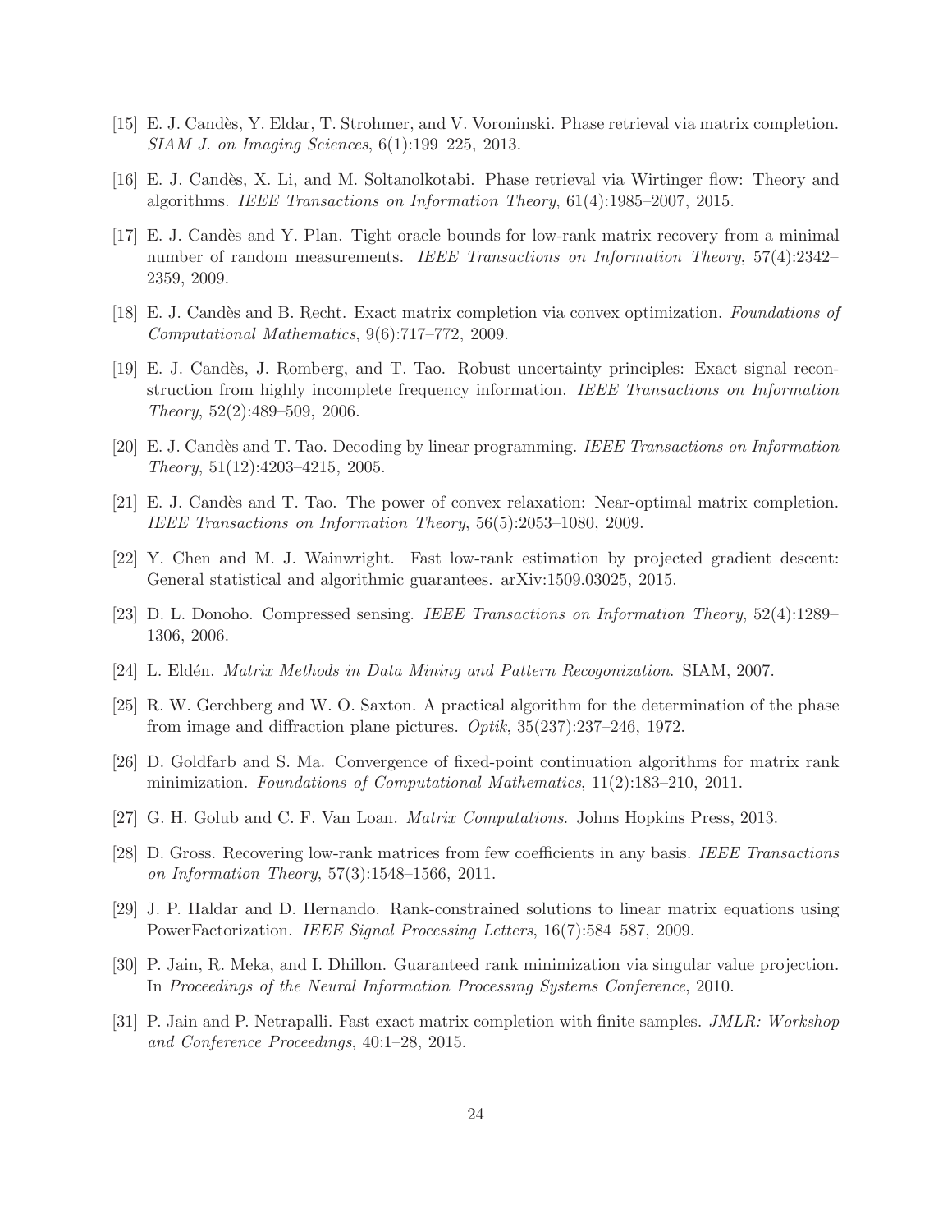[15] E. J. Candès, Y. Eldar, T. Strohmer, and V. Voroninski. Phase retrieval via matrix completion. *SIAM J. on Imaging Sciences*, 6(1):199–225, 2013.

[16] E. J. Candès, X. Li, and M. Soltanolkotabi. Phase retrieval via Wirtinger flow: Theory and algorithms. *IEEE Transactions on Information Theory*, 61(4):1985–2007, 2015.

[17] E. J. Candès and Y. Plan. Tight oracle bounds for low-rank matrix recovery from a minimal number of random measurements. *IEEE Transactions on Information Theory*, 57(4):2342–2359, 2009.

[18] E. J. Candès and B. Recht. Exact matrix completion via convex optimization. *Foundations of Computational Mathematics*, 9(6):717–772, 2009.

[19] E. J. Candès, J. Romberg, and T. Tao. Robust uncertainty principles: Exact signal reconstruction from highly incomplete frequency information. *IEEE Transactions on Information Theory*, 52(2):489–509, 2006.

[20] E. J. Candès and T. Tao. Decoding by linear programming. *IEEE Transactions on Information Theory*, 51(12):4203–4215, 2005.

[21] E. J. Candès and T. Tao. The power of convex relaxation: Near-optimal matrix completion. *IEEE Transactions on Information Theory*, 56(5):2053–1080, 2009.

[22] Y. Chen and M. J. Wainwright. Fast low-rank estimation by projected gradient descent: General statistical and algorithmic guarantees. arXiv:1509.03025, 2015.

[23] D. L. Donoho. Compressed sensing. *IEEE Transactions on Information Theory*, 52(4):1289–1306, 2006.

[24] L. Eldén. *Matrix Methods in Data Mining and Pattern Recogonization*. SIAM, 2007.

[25] R. W. Gerchberg and W. O. Saxton. A practical algorithm for the determination of the phase from image and diffraction plane pictures. *Optik*, 35(237):237–246, 1972.

[26] D. Goldfarb and S. Ma. Convergence of fixed-point continuation algorithms for matrix rank minimization. *Foundations of Computational Mathematics*, 11(2):183–210, 2011.

[27] G. H. Golub and C. F. Van Loan. *Matrix Computations*. Johns Hopkins Press, 2013.

[28] D. Gross. Recovering low-rank matrices from few coefficients in any basis. *IEEE Transactions on Information Theory*, 57(3):1548–1566, 2011.

[29] J. P. Haldar and D. Hernando. Rank-constrained solutions to linear matrix equations using PowerFactorization. *IEEE Signal Processing Letters*, 16(7):584–587, 2009.

[30] P. Jain, R. Meka, and I. Dhillon. Guaranteed rank minimization via singular value projection. In *Proceedings of the Neural Information Processing Systems Conference*, 2010.

[31] P. Jain and P. Netrapalli. Fast exact matrix completion with finite samples. *JMLR: Workshop and Conference Proceedings*, 40:1–28, 2015.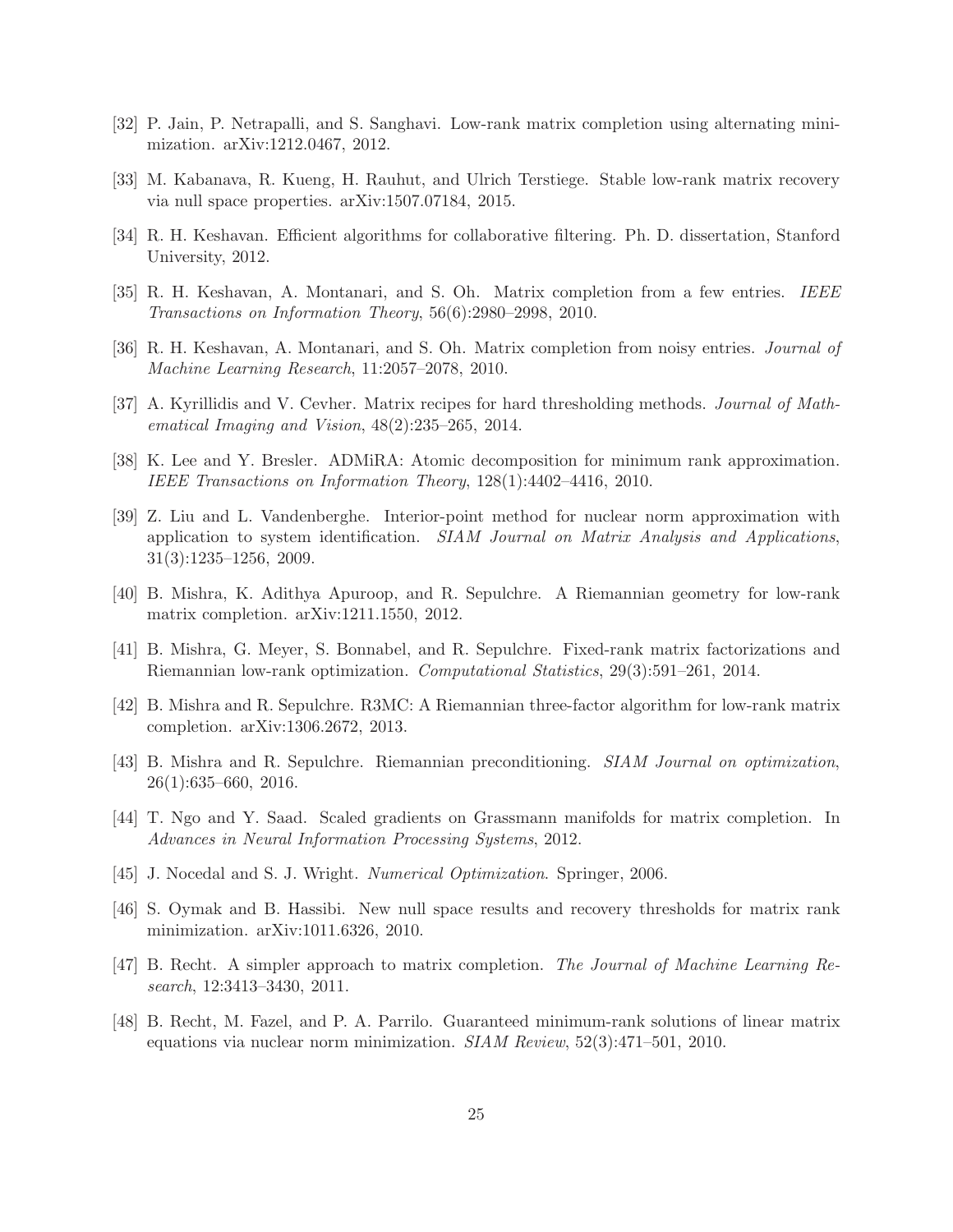[32] P. Jain, P. Netrapalli, and S. Sanghavi. Low-rank matrix completion using alternating minimization. arXiv:1212.0467, 2012.

[33] M. Kabanava, R. Kueng, H. Rauhut, and Ulrich Terstiege. Stable low-rank matrix recovery via null space properties. arXiv:1507.07184, 2015.

[34] R. H. Keshavan. Efficient algorithms for collaborative filtering. Ph. D. dissertation, Stanford University, 2012.

[35] R. H. Keshavan, A. Montanari, and S. Oh. Matrix completion from a few entries. *IEEE Transactions on Information Theory*, 56(6):2980–2998, 2010.

[36] R. H. Keshavan, A. Montanari, and S. Oh. Matrix completion from noisy entries. *Journal of Machine Learning Research*, 11:2057–2078, 2010.

[37] A. Kyrillidis and V. Cevher. Matrix recipes for hard thresholding methods. *Journal of Mathematical Imaging and Vision*, 48(2):235–265, 2014.

[38] K. Lee and Y. Bresler. ADMiRA: Atomic decomposition for minimum rank approximation. *IEEE Transactions on Information Theory*, 128(1):4402–4416, 2010.

[39] Z. Liu and L. Vandenberghe. Interior-point method for nuclear norm approximation with application to system identification. *SIAM Journal on Matrix Analysis and Applications*, 31(3):1235–1256, 2009.

[40] B. Mishra, K. Adithya Apuroop, and R. Sepulchre. A Riemannian geometry for low-rank matrix completion. arXiv:1211.1550, 2012.

[41] B. Mishra, G. Meyer, S. Bonnabel, and R. Sepulchre. Fixed-rank matrix factorizations and Riemannian low-rank optimization. *Computational Statistics*, 29(3):591–261, 2014.

[42] B. Mishra and R. Sepulchre. R3MC: A Riemannian three-factor algorithm for low-rank matrix completion. arXiv:1306.2672, 2013.

[43] B. Mishra and R. Sepulchre. Riemannian preconditioning. *SIAM Journal on optimization*, 26(1):635–660, 2016.

[44] T. Ngo and Y. Saad. Scaled gradients on Grassmann manifolds for matrix completion. In *Advances in Neural Information Processing Systems*, 2012.

[45] J. Nocedal and S. J. Wright. *Numerical Optimization*. Springer, 2006.

[46] S. Oymak and B. Hassibi. New null space results and recovery thresholds for matrix rank minimization. arXiv:1011.6326, 2010.

[47] B. Recht. A simpler approach to matrix completion. *The Journal of Machine Learning Research*, 12:3413–3430, 2011.

[48] B. Recht, M. Fazel, and P. A. Parrilo. Guaranteed minimum-rank solutions of linear matrix equations via nuclear norm minimization. *SIAM Review*, 52(3):471–501, 2010.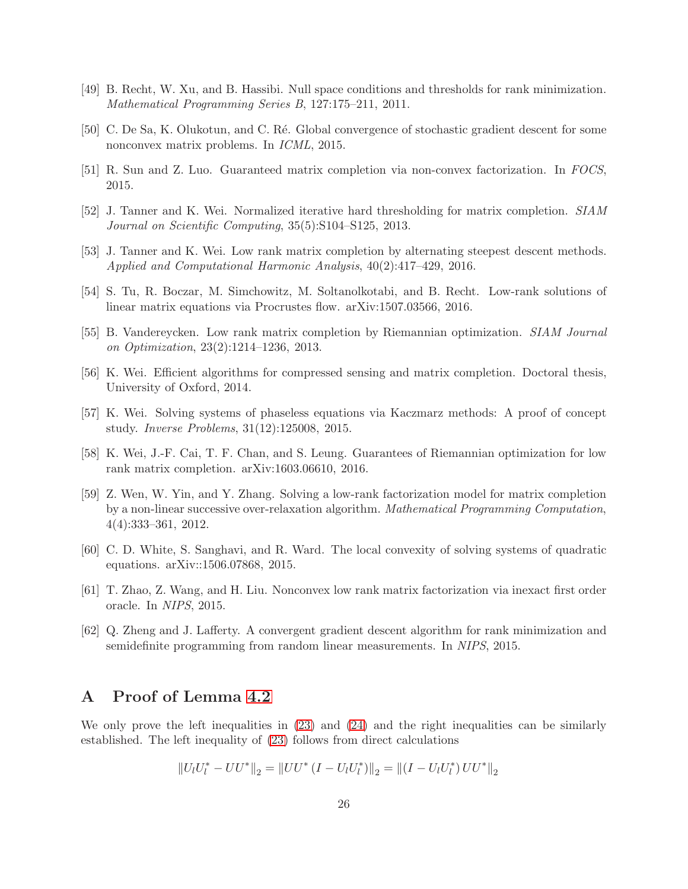[49] B. Recht, W. Xu, and B. Hassibi. Null space conditions and thresholds for rank minimization. *Mathematical Programming Series B*, 127:175–211, 2011.

[50] C. De Sa, K. Olukotun, and C. Ré. Global convergence of stochastic gradient descent for some nonconvex matrix problems. In *ICML*, 2015.

[51] R. Sun and Z. Luo. Guaranteed matrix completion via non-convex factorization. In *FOCS*, 2015.

[52] J. Tanner and K. Wei. Normalized iterative hard thresholding for matrix completion. *SIAM Journal on Scientific Computing*, 35(5):S104–S125, 2013.

[53] J. Tanner and K. Wei. Low rank matrix completion by alternating steepest descent methods. *Applied and Computational Harmonic Analysis*, 40(2):417–429, 2016.

[54] S. Tu, R. Boczar, M. Simchowitz, M. Soltanolkotabi, and B. Recht. Low-rank solutions of linear matrix equations via Procrustes flow. arXiv:1507.03566, 2016.

[55] B. Vandereycken. Low rank matrix completion by Riemannian optimization. *SIAM Journal on Optimization*, 23(2):1214–1236, 2013.

[56] K. Wei. Efficient algorithms for compressed sensing and matrix completion. Doctoral thesis, University of Oxford, 2014.

[57] K. Wei. Solving systems of phaseless equations via Kaczmarz methods: A proof of concept study. *Inverse Problems*, 31(12):125008, 2015.

[58] K. Wei, J.-F. Cai, T. F. Chan, and S. Leung. Guarantees of Riemannian optimization for low rank matrix completion. arXiv:1603.06610, 2016.

[59] Z. Wen, W. Yin, and Y. Zhang. Solving a low-rank factorization model for matrix completion by a non-linear successive over-relaxation algorithm. *Mathematical Programming Computation*, 4(4):333–361, 2012.

[60] C. D. White, S. Sanghavi, and R. Ward. The local convexity of solving systems of quadratic equations. arXiv::1506.07868, 2015.

[61] T. Zhao, Z. Wang, and H. Liu. Nonconvex low rank matrix factorization via inexact first order oracle. In *NIPS*, 2015.

[62] Q. Zheng and J. Lafferty. A convergent gradient descent algorithm for rank minimization and semidefinite programming from random linear measurements. In *NIPS*, 2015.

# A Proof of Lemma 4.2

We only prove the left inequalities in (23) and (24) and the right inequalities can be similarly established. The left inequality of (23) follows from direct calculations

$$\|U_l U_l^* - UU^*\|_2 = \|UU^*(I - U_l U_l^*)\|_2 = \|(I - U_l U_l^*)\,UU^*\|_2$$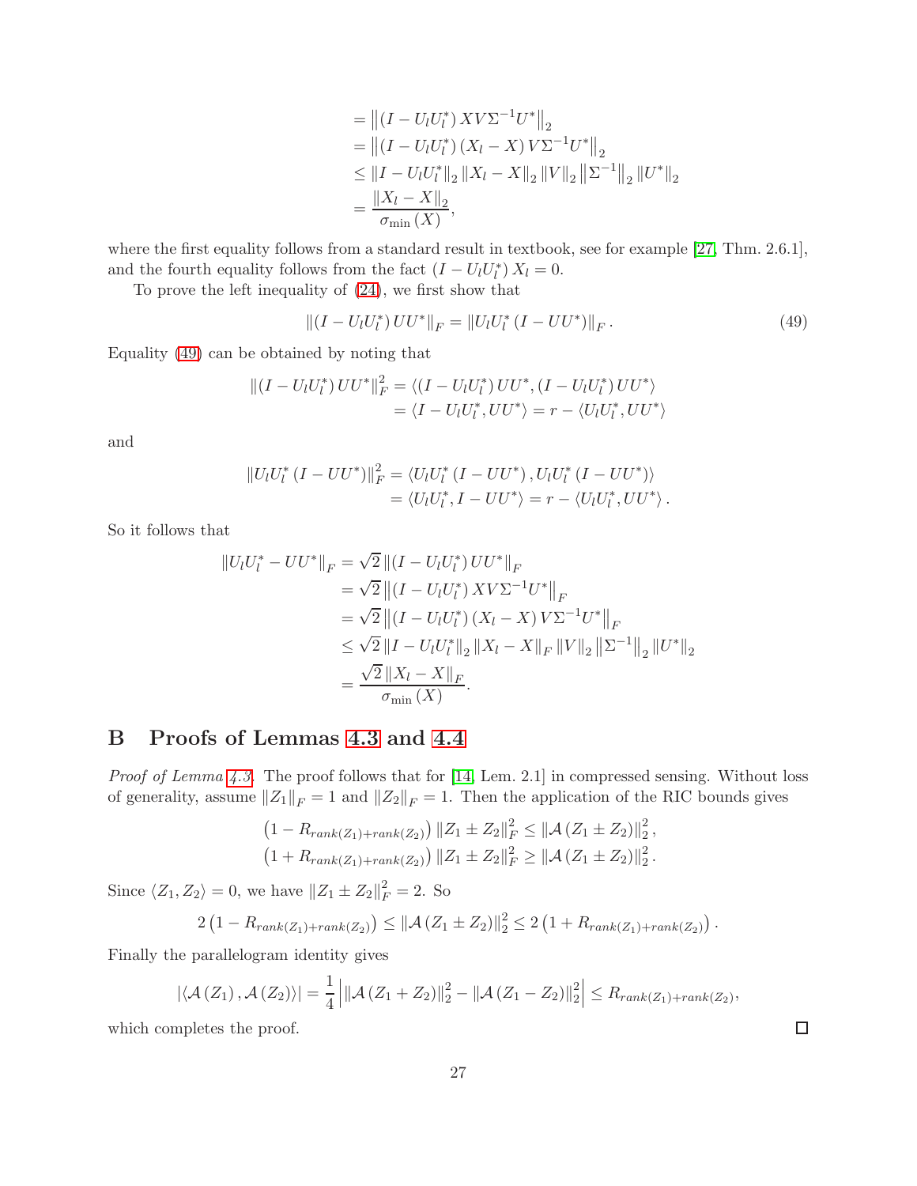$$
\begin{aligned}
&= \left\|\left(I - U_l U_l^*\right) X V \Sigma^{-1} U^*\right\|_2 \\
&= \left\|\left(I - U_l U_l^*\right)\left(X_l - X\right) V \Sigma^{-1} U^*\right\|_2 \\
&\le \left\|I - U_l U_l^*\right\|_2 \left\|X_l - X\right\|_2 \left\|V\right\|_2 \left\|\Sigma^{-1}\right\|_2 \left\|U^*\right\|_2 \\
&= \frac{\left\|X_l - X\right\|_2}{\sigma_{\min}\left(X\right)},
\end{aligned}
$$

where the first equality follows from a standard result in textbook, see for example [27, Thm. 2.6.1], and the fourth equality follows from the fact $\left(I - U_l U_l^*\right) X_l = 0$.

To prove the left inequality of (24), we first show that

$$
\left\|\left(I - U_l U_l^*\right) U U^*\right\|_F = \left\|U_l U_l^* \left(I - U U^*\right)\right\|_F. \tag{49}
$$

Equality (49) can be obtained by noting that

$$
\begin{aligned}
\left\|\left(I - U_l U_l^*\right) U U^*\right\|_F^2 &= \left\langle \left(I - U_l U_l^*\right) U U^*, \left(I - U_l U_l^*\right) U U^* \right\rangle \\
&= \left\langle I - U_l U_l^*, U U^* \right\rangle = r - \left\langle U_l U_l^*, U U^* \right\rangle
\end{aligned}
$$

and

$$
\begin{aligned}
\left\|U_l U_l^* \left(I - U U^*\right)\right\|_F^2 &= \left\langle U_l U_l^* \left(I - U U^*\right), U_l U_l^* \left(I - U U^*\right) \right\rangle \\
&= \left\langle U_l U_l^*, I - U U^* \right\rangle = r - \left\langle U_l U_l^*, U U^* \right\rangle.
\end{aligned}
$$

So it follows that

$$
\begin{aligned}
\left\|U_l U_l^* - U U^*\right\|_F &= \sqrt{2}\left\|\left(I - U_l U_l^*\right) U U^*\right\|_F \\
&= \sqrt{2}\left\|\left(I - U_l U_l^*\right) X V \Sigma^{-1} U^*\right\|_F \\
&= \sqrt{2}\left\|\left(I - U_l U_l^*\right)\left(X_l - X\right) V \Sigma^{-1} U^*\right\|_F \\
&\le \sqrt{2}\left\|I - U_l U_l^*\right\|_2 \left\|X_l - X\right\|_F \left\|V\right\|_2 \left\|\Sigma^{-1}\right\|_2 \left\|U^*\right\|_2 \\
&= \frac{\sqrt{2}\left\|X_l - X\right\|_F}{\sigma_{\min}\left(X\right)}.
\end{aligned}
$$

## B Proofs of Lemmas 4.3 and 4.4

*Proof of Lemma 4.3.* The proof follows that for [14, Lem. 2.1] in compressed sensing. Without loss of generality, assume $\left\|Z_1\right\|_F = 1$ and $\left\|Z_2\right\|_F = 1$. Then the application of the RIC bounds gives

$$
\begin{aligned}
\left(1 - R_{rank(Z_1)+rank(Z_2)}\right)\left\|Z_1 \pm Z_2\right\|_F^2 &\le \left\|\mathcal{A}\left(Z_1 \pm Z_2\right)\right\|_2^2, \\
\left(1 + R_{rank(Z_1)+rank(Z_2)}\right)\left\|Z_1 \pm Z_2\right\|_F^2 &\ge \left\|\mathcal{A}\left(Z_1 \pm Z_2\right)\right\|_2^2.
\end{aligned}
$$

Since $\left\langle Z_1, Z_2 \right\rangle = 0$, we have $\left\|Z_1 \pm Z_2\right\|_F^2 = 2$. So

$$
2\left(1 - R_{rank(Z_1)+rank(Z_2)}\right) \le \left\|\mathcal{A}\left(Z_1 \pm Z_2\right)\right\|_2^2 \le 2\left(1 + R_{rank(Z_1)+rank(Z_2)}\right).
$$

Finally the parallelogram identity gives

$$
\left|\left\langle \mathcal{A}\left(Z_1\right), \mathcal{A}\left(Z_2\right) \right\rangle\right| = \frac{1}{4}\left|\left\|\mathcal{A}\left(Z_1 + Z_2\right)\right\|_2^2 - \left\|\mathcal{A}\left(Z_1 - Z_2\right)\right\|_2^2\right| \le R_{rank(Z_1)+rank(Z_2)},
$$

which completes the proof. $\square$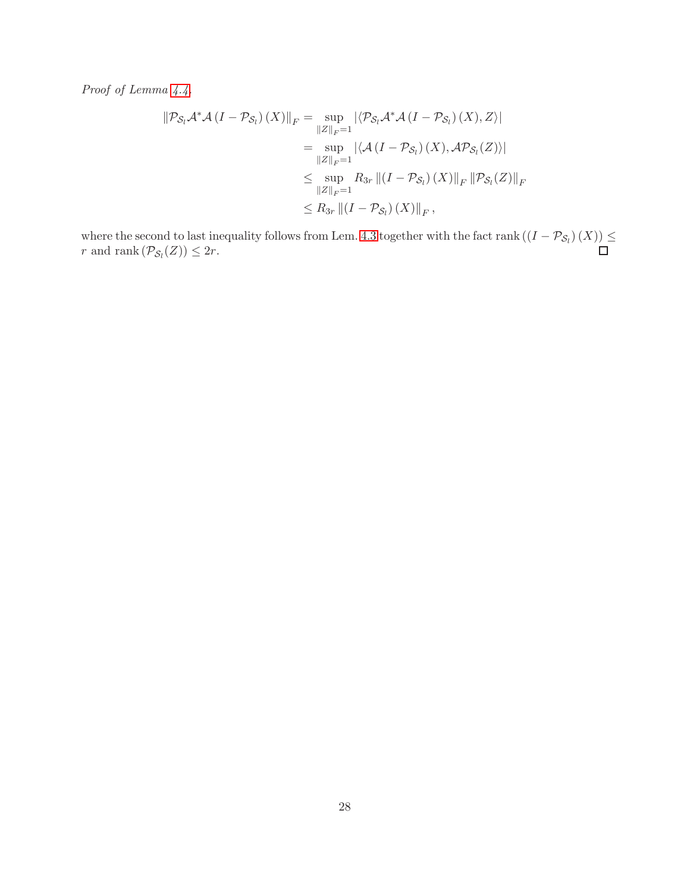*Proof of Lemma 4.4.*

$$
\begin{aligned}
\left\|\mathcal{P}_{\mathcal{S}_l}\mathcal{A}^*\mathcal{A}\left(I-\mathcal{P}_{\mathcal{S}_l}\right)(X)\right\|_F &= \sup_{\|Z\|_F=1}\left|\langle\mathcal{P}_{\mathcal{S}_l}\mathcal{A}^*\mathcal{A}\left(I-\mathcal{P}_{\mathcal{S}_l}\right)(X),Z\rangle\right| \\
&= \sup_{\|Z\|_F=1}\left|\langle\mathcal{A}\left(I-\mathcal{P}_{\mathcal{S}_l}\right)(X),\mathcal{A}\mathcal{P}_{\mathcal{S}_l}(Z)\rangle\right| \\
&\leq \sup_{\|Z\|_F=1} R_{3r}\left\|\left(I-\mathcal{P}_{\mathcal{S}_l}\right)(X)\right\|_F\left\|\mathcal{P}_{\mathcal{S}_l}(Z)\right\|_F \\
&\leq R_{3r}\left\|\left(I-\mathcal{P}_{\mathcal{S}_l}\right)(X)\right\|_F,
\end{aligned}
$$

where the second to last inequality follows from Lem. 4.3 together with the fact $\operatorname{rank}\left(\left(I-\mathcal{P}_{\mathcal{S}_l}\right)(X)\right)\leq r$ and $\operatorname{rank}\left(\mathcal{P}_{\mathcal{S}_l}(Z)\right)\leq 2r$. □